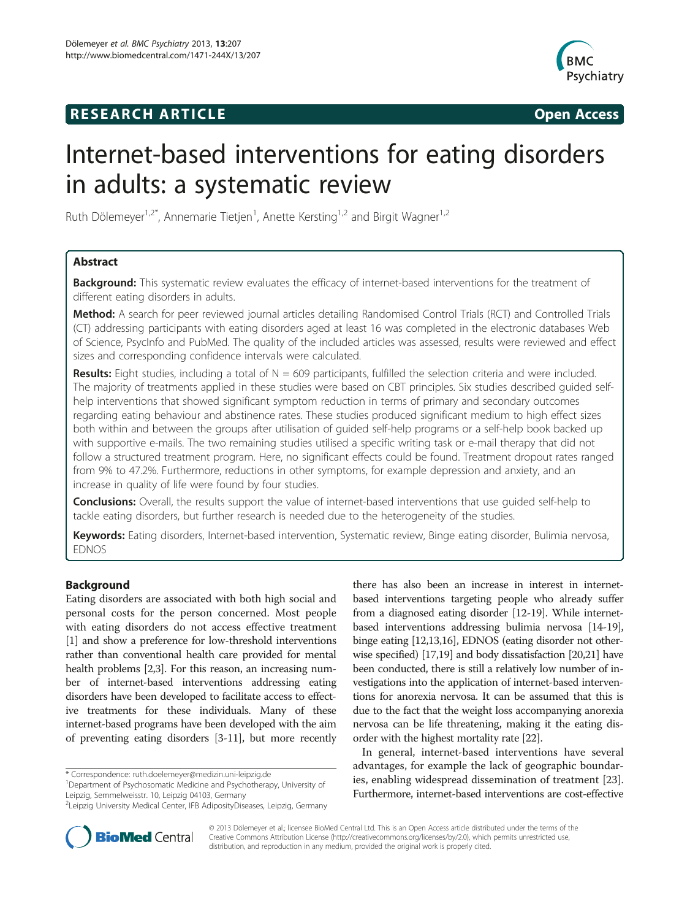**RESEARCH ARTICLE** **Open Access**

# Internet-based interventions for eating disorders in adults: a systematic review

Ruth Dölemeyer[1,2*], Annemarie Tietjen[1], Anette Kersting[1,2] and Birgit Wagner[1,2]

## Abstract

**Background:** This systematic review evaluates the efficacy of internet-based interventions for the treatment of different eating disorders in adults.

**Method:** A search for peer reviewed journal articles detailing Randomised Control Trials (RCT) and Controlled Trials (CT) addressing participants with eating disorders aged at least 16 was completed in the electronic databases Web of Science, PsycInfo and PubMed. The quality of the included articles was assessed, results were reviewed and effect sizes and corresponding confidence intervals were calculated.

**Results:** Eight studies, including a total of N = 609 participants, fulfilled the selection criteria and were included. The majority of treatments applied in these studies were based on CBT principles. Six studies described guided self-help interventions that showed significant symptom reduction in terms of primary and secondary outcomes regarding eating behaviour and abstinence rates. These studies produced significant medium to high effect sizes both within and between the groups after utilisation of guided self-help programs or a self-help book backed up with supportive e-mails. The two remaining studies utilised a specific writing task or e-mail therapy that did not follow a structured treatment program. Here, no significant effects could be found. Treatment dropout rates ranged from 9% to 47.2%. Furthermore, reductions in other symptoms, for example depression and anxiety, and an increase in quality of life were found by four studies.

**Conclusions:** Overall, the results support the value of internet-based interventions that use guided self-help to tackle eating disorders, but further research is needed due to the heterogeneity of the studies.

**Keywords:** Eating disorders, Internet-based intervention, Systematic review, Binge eating disorder, Bulimia nervosa, EDNOS

## Background

Eating disorders are associated with both high social and personal costs for the person concerned. Most people with eating disorders do not access effective treatment [1] and show a preference for low-threshold interventions rather than conventional health care provided for mental health problems [2,3]. For this reason, an increasing number of internet-based interventions addressing eating disorders have been developed to facilitate access to effective treatments for these individuals. Many of these internet-based programs have been developed with the aim of preventing eating disorders [3-11], but more recently there has also been an increase in interest in internet-based interventions targeting people who already suffer from a diagnosed eating disorder [12-19]. While internet-based interventions addressing bulimia nervosa [14-19], binge eating [12,13,16], EDNOS (eating disorder not otherwise specified) [17,19] and body dissatisfaction [20,21] have been conducted, there is still a relatively low number of investigations into the application of internet-based interventions for anorexia nervosa. It can be assumed that this is due to the fact that the weight loss accompanying anorexia nervosa can be life threatening, making it the eating disorder with the highest mortality rate [22].

In general, internet-based interventions have several advantages, for example the lack of geographic boundaries, enabling widespread dissemination of treatment [23]. Furthermore, internet-based interventions are cost-effective

\* Correspondence: ruth.doelemeyer@medizin.uni-leipzig.de
[1]Department of Psychosomatic Medicine and Psychotherapy, University of Leipzig, Semmelweisstr. 10, Leipzig 04103, Germany
[2]Leipzig University Medical Center, IFB AdiposityDiseases, Leipzig, Germany

© 2013 Dölemeyer et al.; licensee BioMed Central Ltd. This is an Open Access article distributed under the terms of the Creative Commons Attribution License (http://creativecommons.org/licenses/by/2.0), which permits unrestricted use, distribution, and reproduction in any medium, provided the original work is properly cited.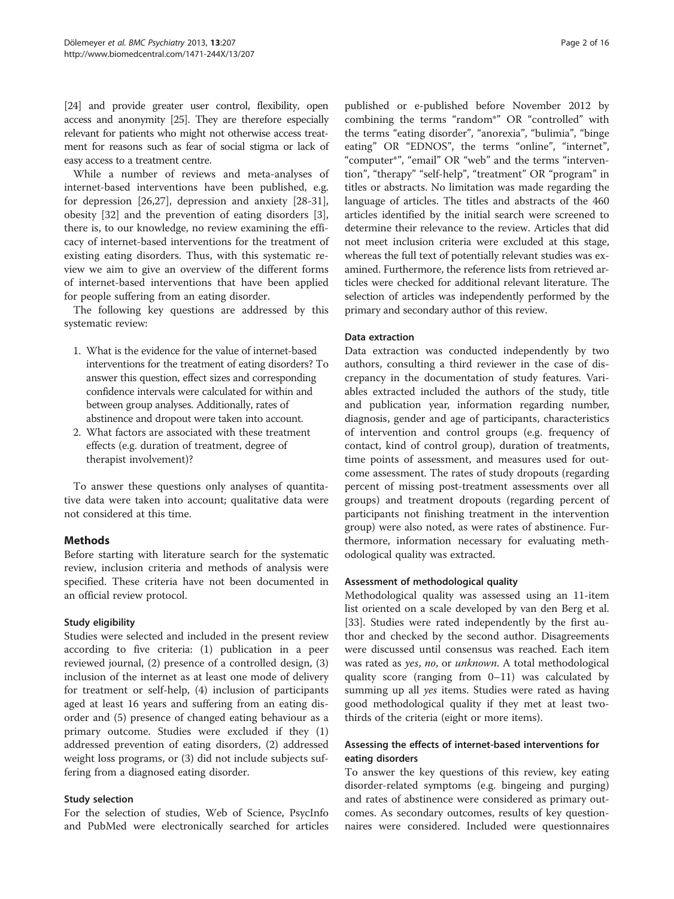[24] and provide greater user control, flexibility, open access and anonymity [25]. They are therefore especially relevant for patients who might not otherwise access treatment for reasons such as fear of social stigma or lack of easy access to a treatment centre.

While a number of reviews and meta-analyses of internet-based interventions have been published, e.g. for depression [26,27], depression and anxiety [28-31], obesity [32] and the prevention of eating disorders [3], there is, to our knowledge, no review examining the efficacy of internet-based interventions for the treatment of existing eating disorders. Thus, with this systematic review we aim to give an overview of the different forms of internet-based interventions that have been applied for people suffering from an eating disorder.

The following key questions are addressed by this systematic review:

1. What is the evidence for the value of internet-based interventions for the treatment of eating disorders? To answer this question, effect sizes and corresponding confidence intervals were calculated for within and between group analyses. Additionally, rates of abstinence and dropout were taken into account.
2. What factors are associated with these treatment effects (e.g. duration of treatment, degree of therapist involvement)?

To answer these questions only analyses of quantitative data were taken into account; qualitative data were not considered at this time.

## Methods

Before starting with literature search for the systematic review, inclusion criteria and methods of analysis were specified. These criteria have not been documented in an official review protocol.

### Study eligibility

Studies were selected and included in the present review according to five criteria: (1) publication in a peer reviewed journal, (2) presence of a controlled design, (3) inclusion of the internet as at least one mode of delivery for treatment or self-help, (4) inclusion of participants aged at least 16 years and suffering from an eating disorder and (5) presence of changed eating behaviour as a primary outcome. Studies were excluded if they (1) addressed prevention of eating disorders, (2) addressed weight loss programs, or (3) did not include subjects suffering from a diagnosed eating disorder.

### Study selection

For the selection of studies, Web of Science, PsycInfo and PubMed were electronically searched for articles published or e-published before November 2012 by combining the terms "random*" OR "controlled" with the terms "eating disorder", "anorexia", "bulimia", "binge eating" OR "EDNOS", the terms "online", "internet", "computer*", "email" OR "web" and the terms "intervention", "therapy" "self-help", "treatment" OR "program" in titles or abstracts. No limitation was made regarding the language of articles. The titles and abstracts of the 460 articles identified by the initial search were screened to determine their relevance to the review. Articles that did not meet inclusion criteria were excluded at this stage, whereas the full text of potentially relevant studies was examined. Furthermore, the reference lists from retrieved articles were checked for additional relevant literature. The selection of articles was independently performed by the primary and secondary author of this review.

### Data extraction

Data extraction was conducted independently by two authors, consulting a third reviewer in the case of discrepancy in the documentation of study features. Variables extracted included the authors of the study, title and publication year, information regarding number, diagnosis, gender and age of participants, characteristics of intervention and control groups (e.g. frequency of contact, kind of control group), duration of treatments, time points of assessment, and measures used for outcome assessment. The rates of study dropouts (regarding percent of missing post-treatment assessments over all groups) and treatment dropouts (regarding percent of participants not finishing treatment in the intervention group) were also noted, as were rates of abstinence. Furthermore, information necessary for evaluating methodological quality was extracted.

### Assessment of methodological quality

Methodological quality was assessed using an 11-item list oriented on a scale developed by van den Berg et al. [33]. Studies were rated independently by the first author and checked by the second author. Disagreements were discussed until consensus was reached. Each item was rated as *yes*, *no*, or *unknown*. A total methodological quality score (ranging from 0–11) was calculated by summing up all *yes* items. Studies were rated as having good methodological quality if they met at least two-thirds of the criteria (eight or more items).

### Assessing the effects of internet-based interventions for eating disorders

To answer the key questions of this review, key eating disorder-related symptoms (e.g. bingeing and purging) and rates of abstinence were considered as primary outcomes. As secondary outcomes, results of key questionnaires were considered. Included were questionnaires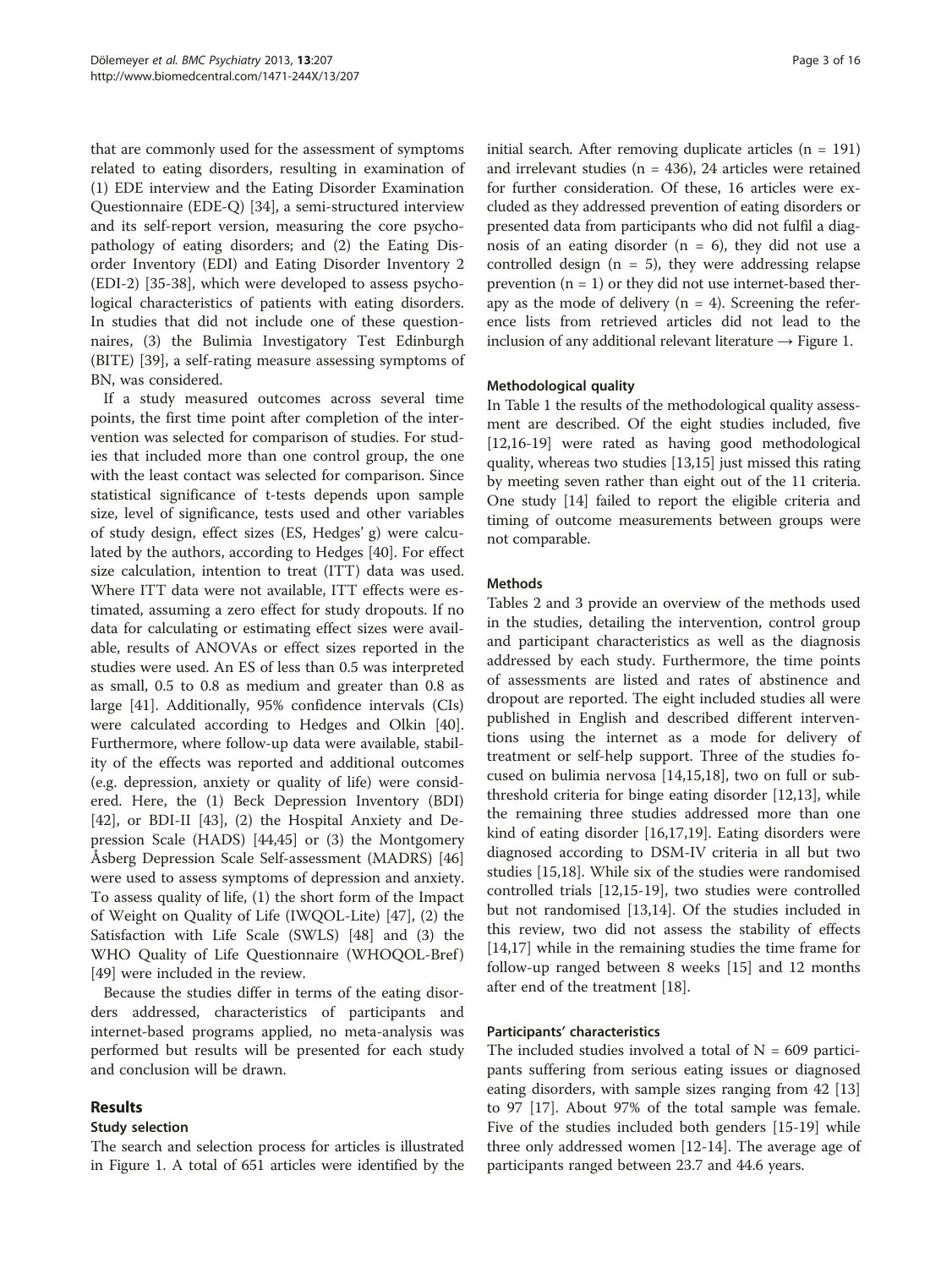that are commonly used for the assessment of symptoms related to eating disorders, resulting in examination of (1) EDE interview and the Eating Disorder Examination Questionnaire (EDE-Q) [34], a semi-structured interview and its self-report version, measuring the core psychopathology of eating disorders; and (2) the Eating Disorder Inventory (EDI) and Eating Disorder Inventory 2 (EDI-2) [35-38], which were developed to assess psychological characteristics of patients with eating disorders. In studies that did not include one of these questionnaires, (3) the Bulimia Investigatory Test Edinburgh (BITE) [39], a self-rating measure assessing symptoms of BN, was considered.

If a study measured outcomes across several time points, the first time point after completion of the intervention was selected for comparison of studies. For studies that included more than one control group, the one with the least contact was selected for comparison. Since statistical significance of t-tests depends upon sample size, level of significance, tests used and other variables of study design, effect sizes (ES, Hedges' g) were calculated by the authors, according to Hedges [40]. For effect size calculation, intention to treat (ITT) data was used. Where ITT data were not available, ITT effects were estimated, assuming a zero effect for study dropouts. If no data for calculating or estimating effect sizes were available, results of ANOVAs or effect sizes reported in the studies were used. An ES of less than 0.5 was interpreted as small, 0.5 to 0.8 as medium and greater than 0.8 as large [41]. Additionally, 95% confidence intervals (CIs) were calculated according to Hedges and Olkin [40]. Furthermore, where follow-up data were available, stability of the effects was reported and additional outcomes (e.g. depression, anxiety or quality of life) were considered. Here, the (1) Beck Depression Inventory (BDI) [42], or BDI-II [43], (2) the Hospital Anxiety and Depression Scale (HADS) [44,45] or (3) the Montgomery Åsberg Depression Scale Self-assessment (MADRS) [46] were used to assess symptoms of depression and anxiety. To assess quality of life, (1) the short form of the Impact of Weight on Quality of Life (IWQOL-Lite) [47], (2) the Satisfaction with Life Scale (SWLS) [48] and (3) the WHO Quality of Life Questionnaire (WHOQOL-Bref) [49] were included in the review.

Because the studies differ in terms of the eating disorders addressed, characteristics of participants and internet-based programs applied, no meta-analysis was performed but results will be presented for each study and conclusion will be drawn.

## Results

### Study selection

The search and selection process for articles is illustrated in Figure 1. A total of 651 articles were identified by the initial search. After removing duplicate articles (n = 191) and irrelevant studies (n = 436), 24 articles were retained for further consideration. Of these, 16 articles were excluded as they addressed prevention of eating disorders or presented data from participants who did not fulfil a diagnosis of an eating disorder (n = 6), they did not use a controlled design (n = 5), they were addressing relapse prevention (n = 1) or they did not use internet-based therapy as the mode of delivery (n = 4). Screening the reference lists from retrieved articles did not lead to the inclusion of any additional relevant literature → Figure 1.

### Methodological quality

In Table 1 the results of the methodological quality assessment are described. Of the eight studies included, five [12,16-19] were rated as having good methodological quality, whereas two studies [13,15] just missed this rating by meeting seven rather than eight out of the 11 criteria. One study [14] failed to report the eligible criteria and timing of outcome measurements between groups were not comparable.

### Methods

Tables 2 and 3 provide an overview of the methods used in the studies, detailing the intervention, control group and participant characteristics as well as the diagnosis addressed by each study. Furthermore, the time points of assessments are listed and rates of abstinence and dropout are reported. The eight included studies all were published in English and described different interventions using the internet as a mode for delivery of treatment or self-help support. Three of the studies focused on bulimia nervosa [14,15,18], two on full or subthreshold criteria for binge eating disorder [12,13], while the remaining three studies addressed more than one kind of eating disorder [16,17,19]. Eating disorders were diagnosed according to DSM-IV criteria in all but two studies [15,18]. While six of the studies were randomised controlled trials [12,15-19], two studies were controlled but not randomised [13,14]. Of the studies included in this review, two did not assess the stability of effects [14,17] while in the remaining studies the time frame for follow-up ranged between 8 weeks [15] and 12 months after end of the treatment [18].

### Participants' characteristics

The included studies involved a total of N = 609 participants suffering from serious eating issues or diagnosed eating disorders, with sample sizes ranging from 42 [13] to 97 [17]. About 97% of the total sample was female. Five of the studies included both genders [15-19] while three only addressed women [12-14]. The average age of participants ranged between 23.7 and 44.6 years.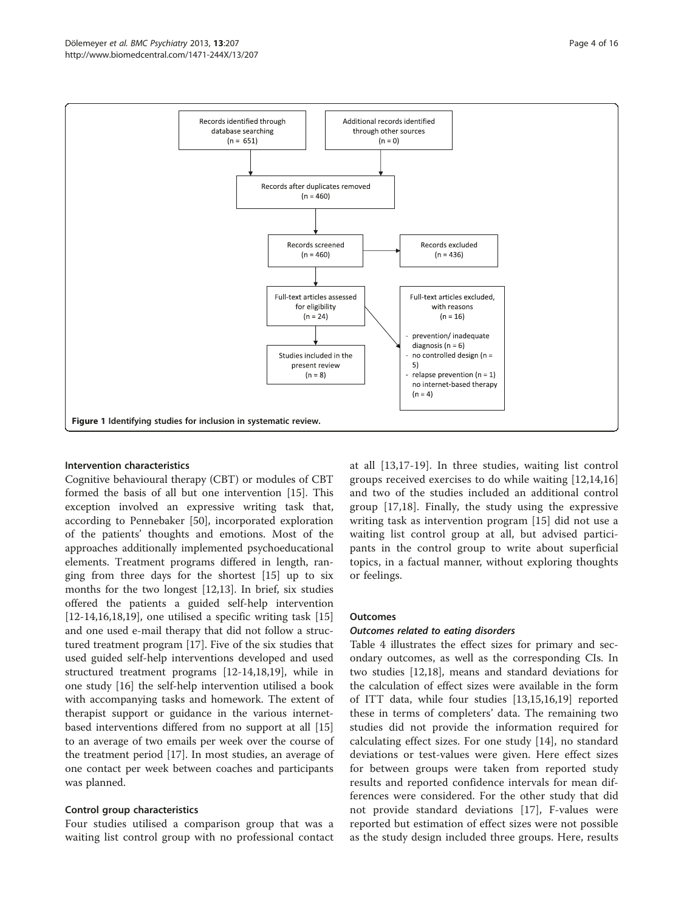Records identified through database searching (n = 651)

Additional records identified through other sources (n = 0)

Records after duplicates removed (n = 460)

Records screened (n = 460)

Records excluded (n = 436)

Full-text articles assessed for eligibility (n = 24)

Full-text articles excluded, with reasons (n = 16)

- prevention/ inadequate diagnosis (n = 6)
- no controlled design (n = 5)
- relapse prevention (n = 1) no internet-based therapy (n = 4)

Studies included in the present review (n = 8)

**Figure 1 Identifying studies for inclusion in systematic review.**

### Intervention characteristics

Cognitive behavioural therapy (CBT) or modules of CBT formed the basis of all but one intervention [15]. This exception involved an expressive writing task that, according to Pennebaker [50], incorporated exploration of the patients' thoughts and emotions. Most of the approaches additionally implemented psychoeducational elements. Treatment programs differed in length, ranging from three days for the shortest [15] up to six months for the two longest [12,13]. In brief, six studies offered the patients a guided self-help intervention [12-14,16,18,19], one utilised a specific writing task [15] and one used e-mail therapy that did not follow a structured treatment program [17]. Five of the six studies that used guided self-help interventions developed and used structured treatment programs [12-14,18,19], while in one study [16] the self-help intervention utilised a book with accompanying tasks and homework. The extent of therapist support or guidance in the various internet-based interventions differed from no support at all [15] to an average of two emails per week over the course of the treatment period [17]. In most studies, an average of one contact per week between coaches and participants was planned.

### Control group characteristics

Four studies utilised a comparison group that was a waiting list control group with no professional contact at all [13,17-19]. In three studies, waiting list control groups received exercises to do while waiting [12,14,16] and two of the studies included an additional control group [17,18]. Finally, the study using the expressive writing task as intervention program [15] did not use a waiting list control group at all, but advised participants in the control group to write about superficial topics, in a factual manner, without exploring thoughts or feelings.

### Outcomes

#### *Outcomes related to eating disorders*

Table 4 illustrates the effect sizes for primary and secondary outcomes, as well as the corresponding CIs. In two studies [12,18], means and standard deviations for the calculation of effect sizes were available in the form of ITT data, while four studies [13,15,16,19] reported these in terms of completers' data. The remaining two studies did not provide the information required for calculating effect sizes. For one study [14], no standard deviations or test-values were given. Here effect sizes for between groups were taken from reported study results and reported confidence intervals for mean differences were considered. For the other study that did not provide standard deviations [17], F-values were reported but estimation of effect sizes were not possible as the study design included three groups. Here, results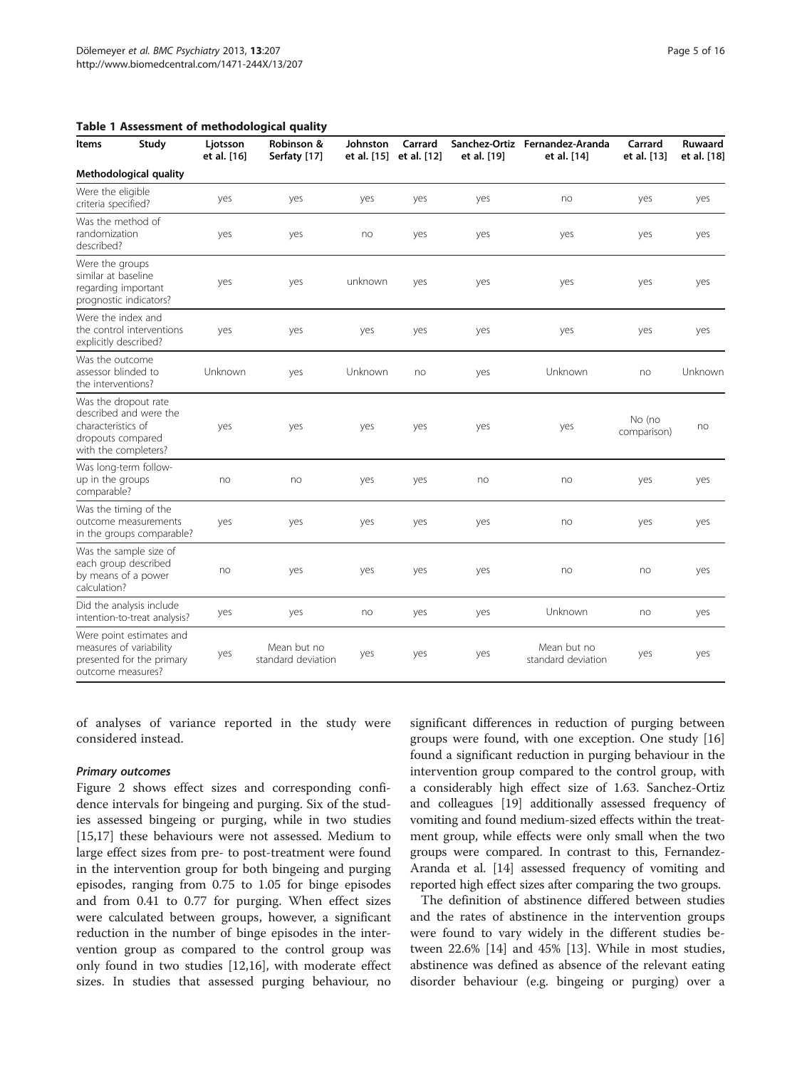**Table 1 Assessment of methodological quality**

| Items / Study | Ljotsson et al. [16] | Robinson & Serfaty [17] | Johnston et al. [15] | Carrard et al. [12] | Sanchez-Ortiz et al. [19] | Fernandez-Aranda et al. [14] | Carrard et al. [13] | Ruwaard et al. [18] |
|---|---|---|---|---|---|---|---|---|
| **Methodological quality** | | | | | | | | |
| Were the eligible criteria specified? | yes | yes | yes | yes | yes | no | yes | yes |
| Was the method of randomization described? | yes | yes | no | yes | yes | yes | yes | yes |
| Were the groups similar at baseline regarding important prognostic indicators? | yes | yes | unknown | yes | yes | yes | yes | yes |
| Were the index and the control interventions explicitly described? | yes | yes | yes | yes | yes | yes | yes | yes |
| Was the outcome assessor blinded to the interventions? | Unknown | yes | Unknown | no | yes | Unknown | no | Unknown |
| Was the dropout rate described and were the characteristics of dropouts compared with the completers? | yes | yes | yes | yes | yes | yes | No (no comparison) | no |
| Was long-term follow-up in the groups comparable? | no | no | yes | yes | no | no | yes | yes |
| Was the timing of the outcome measurements in the groups comparable? | yes | yes | yes | yes | yes | no | yes | yes |
| Was the sample size of each group described by means of a power calculation? | no | yes | yes | yes | yes | no | no | yes |
| Did the analysis include intention-to-treat analysis? | yes | yes | no | yes | yes | Unknown | no | yes |
| Were point estimates and measures of variability presented for the primary outcome measures? | yes | Mean but no standard deviation | yes | yes | yes | Mean but no standard deviation | yes | yes |

of analyses of variance reported in the study were considered instead.

#### *Primary outcomes*

Figure 2 shows effect sizes and corresponding confidence intervals for bingeing and purging. Six of the studies assessed bingeing or purging, while in two studies [15,17] these behaviours were not assessed. Medium to large effect sizes from pre- to post-treatment were found in the intervention group for both bingeing and purging episodes, ranging from 0.75 to 1.05 for binge episodes and from 0.41 to 0.77 for purging. When effect sizes were calculated between groups, however, a significant reduction in the number of binge episodes in the intervention group as compared to the control group was only found in two studies [12,16], with moderate effect sizes. In studies that assessed purging behaviour, no significant differences in reduction of purging between groups were found, with one exception. One study [16] found a significant reduction in purging behaviour in the intervention group compared to the control group, with a considerably high effect size of 1.63. Sanchez-Ortiz and colleagues [19] additionally assessed frequency of vomiting and found medium-sized effects within the treatment group, while effects were only small when the two groups were compared. In contrast to this, Fernandez-Aranda et al. [14] assessed frequency of vomiting and reported high effect sizes after comparing the two groups.

The definition of abstinence differed between studies and the rates of abstinence in the intervention groups were found to vary widely in the different studies between 22.6% [14] and 45% [13]. While in most studies, abstinence was defined as absence of the relevant eating disorder behaviour (e.g. bingeing or purging) over a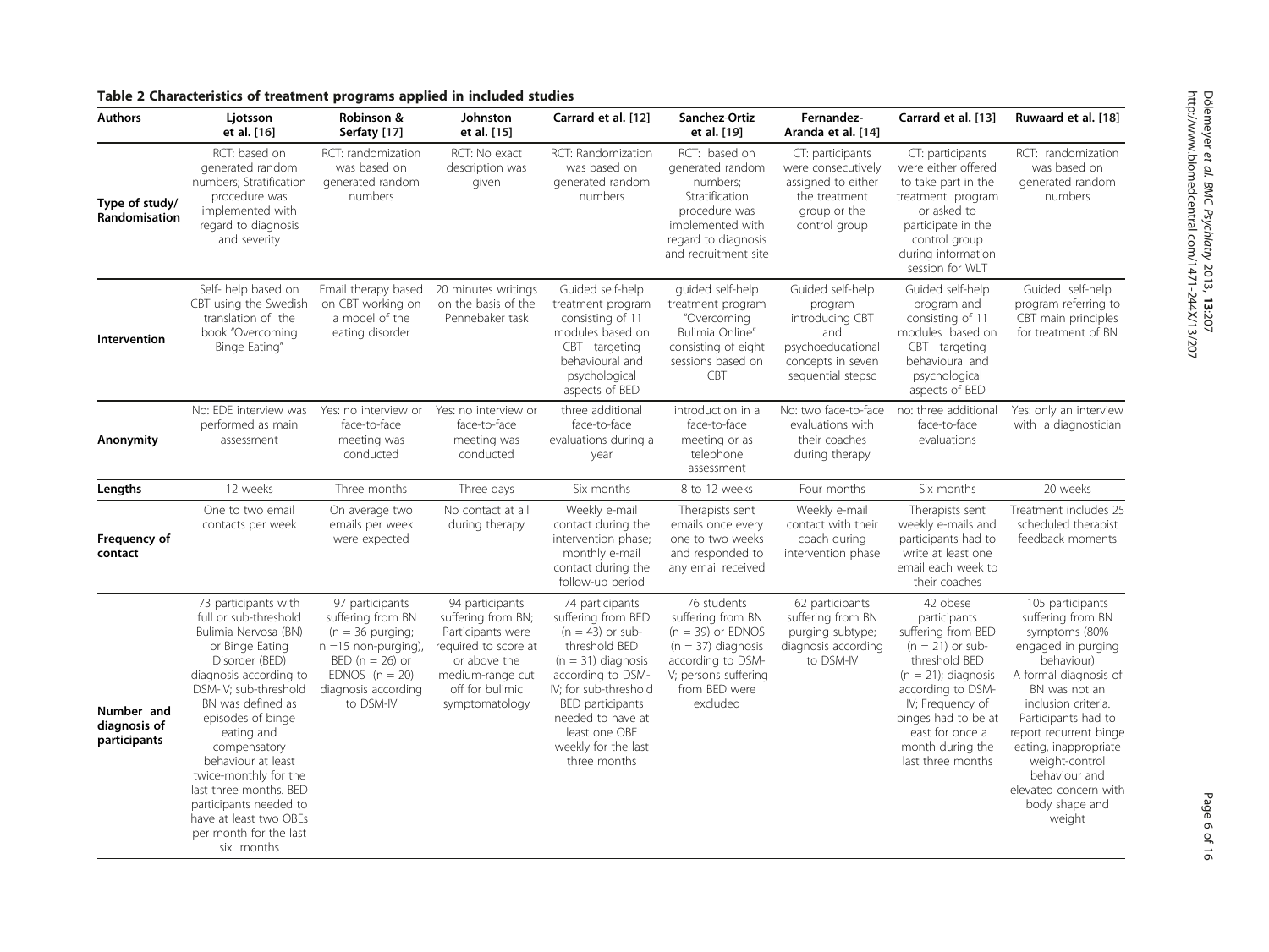**Table 2 Characteristics of treatment programs applied in included studies**

| Authors | Ljotsson et al. [16] | Robinson & Serfaty [17] | Johnston et al. [15] | Carrard et al. [12] | Sanchez-Ortiz et al. [19] | Fernandez-Aranda et al. [14] | Carrard et al. [13] | Ruwaard et al. [18] |
|---|---|---|---|---|---|---|---|---|
| **Type of study/ Randomisation** | RCT: based on generated random numbers; Stratification procedure was implemented with regard to diagnosis and severity | RCT: randomization was based on generated random numbers | RCT: No exact description was given | RCT: Randomization was based on generated random numbers | RCT: based on generated random numbers; Stratification procedure was implemented with regard to diagnosis and recruitment site | CT: participants were consecutively assigned to either the treatment group or the control group | CT: participants were either offered to take part in the treatment program or asked to participate in the control group during information session for WLT | RCT: randomization was based on generated random numbers |
| **Intervention** | Self- help based on CBT using the Swedish translation of the book "Overcoming Binge Eating" | Email therapy based on CBT working on a model of the eating disorder | 20 minutes writings on the basis of the Pennebaker task | Guided self-help treatment program consisting of 11 modules based on CBT targeting behavioural and psychological aspects of BED | guided self-help treatment program "Overcoming Bulimia Online" consisting of eight sessions based on CBT | Guided self-help program introducing CBT and psychoeducational concepts in seven sequential stepsc | Guided self-help program and consisting of 11 modules based on CBT targeting behavioural and psychological aspects of BED | Guided self-help program referring to CBT main principles for treatment of BN |
| **Anonymity** | No: EDE interview was performed as main assessment | Yes: no interview or face-to-face meeting was conducted | Yes: no interview or face-to-face meeting was conducted | three additional face-to-face evaluations during a year | introduction in a face-to-face meeting or as telephone assessment | No: two face-to-face evaluations with their coaches during therapy | no: three additional face-to-face evaluations | Yes: only an interview with a diagnostician |
| **Lengths** | 12 weeks | Three months | Three days | Six months | 8 to 12 weeks | Four months | Six months | 20 weeks |
| **Frequency of contact** | One to two email contacts per week | On average two emails per week were expected | No contact at all during therapy | Weekly e-mail contact during the intervention phase; monthly e-mail contact during the follow-up period | Therapists sent emails once every one to two weeks and responded to any email received | Weekly e-mail contact with their coach during intervention phase | Therapists sent weekly e-mails and participants had to write at least one email each week to their coaches | Treatment includes 25 scheduled therapist feedback moments |
| **Number and diagnosis of participants** | 73 participants with full or sub-threshold Bulimia Nervosa (BN) or Binge Eating Disorder (BED) diagnosis according to DSM-IV; sub-threshold BN was defined as episodes of binge eating and compensatory behaviour at least twice-monthly for the last three months. BED participants needed to have at least two OBEs per month for the last six months | 97 participants suffering from BN (n = 36 purging; n =15 non-purging), BED (n = 26) or EDNOS (n = 20) diagnosis according to DSM-IV | 94 participants suffering from BN; Participants were required to score at or above the medium-range cut off for bulimic symptomatology | 74 participants suffering from BED (n = 43) or sub-threshold BED (n = 31) diagnosis according to DSM-IV; for sub-threshold BED participants needed to have at least one OBE weekly for the last three months | 76 students suffering from BN (n = 39) or EDNOS (n = 37) diagnosis according to DSM-IV; persons suffering from BED were excluded | 62 participants suffering from BN purging subtype; diagnosis according to DSM-IV | 42 obese participants suffering from BED (n = 21) or sub-threshold BED (n = 21); diagnosis according to DSM-IV; Frequency of binges had to be at least for once a month during the last three months | 105 participants suffering from BN symptoms (80% engaged in purging behaviour) A formal diagnosis of BN was not an inclusion criteria. Participants had to report recurrent binge eating, inappropriate weight-control behaviour and elevated concern with body shape and weight |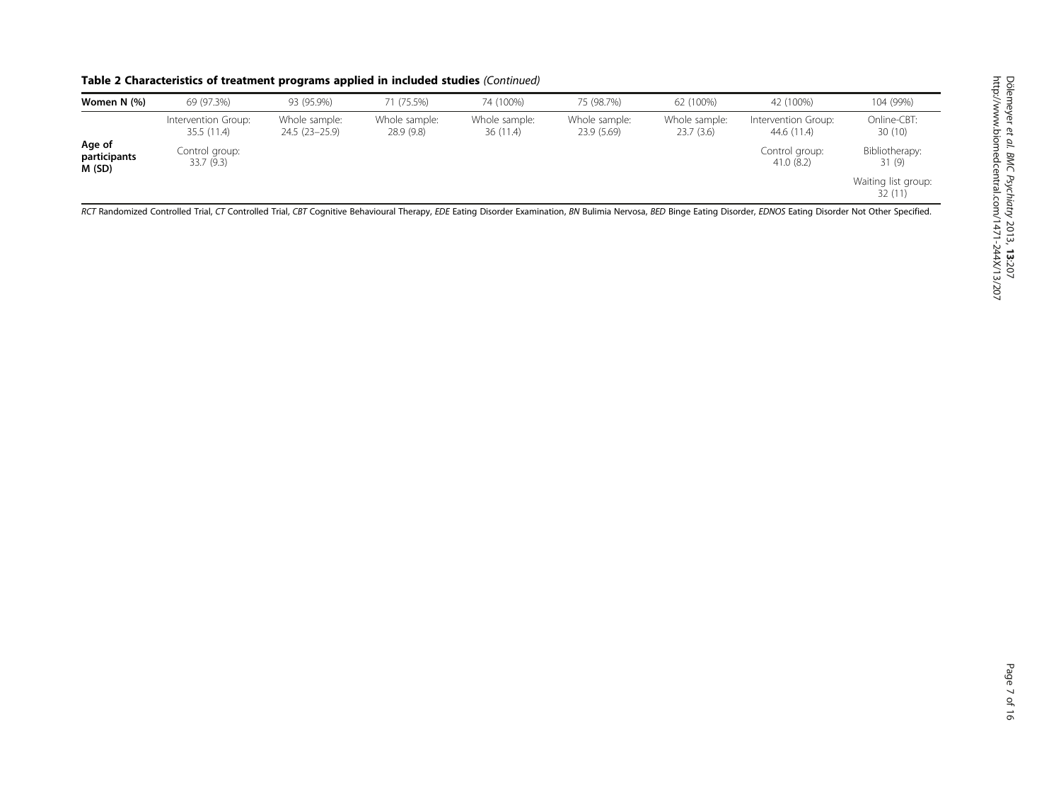**Table 2 Characteristics of treatment programs applied in included studies** *(Continued)*

| Women N (%) | 69 (97.3%) | 93 (95.9%) | 71 (75.5%) | 74 (100%) | 75 (98.7%) | 62 (100%) | 42 (100%) | 104 (99%) |
|---|---|---|---|---|---|---|---|---|
| **Age of participants M (SD)** | Intervention Group: 35.5 (11.4) | Whole sample: 24.5 (23–25.9) | Whole sample: 28.9 (9.8) | Whole sample: 36 (11.4) | Whole sample: 23.9 (5.69) | Whole sample: 23.7 (3.6) | Intervention Group: 44.6 (11.4) | Online-CBT: 30 (10) |
| | Control group: 33.7 (9.3) | | | | | | Control group: 41.0 (8.2) | Bibliotherapy: 31 (9) |
| | | | | | | | | Waiting list group: 32 (11) |

*RCT* Randomized Controlled Trial, *CT* Controlled Trial, *CBT* Cognitive Behavioural Therapy, *EDE* Eating Disorder Examination, *BN* Bulimia Nervosa, *BED* Binge Eating Disorder, *EDNOS* Eating Disorder Not Other Specified.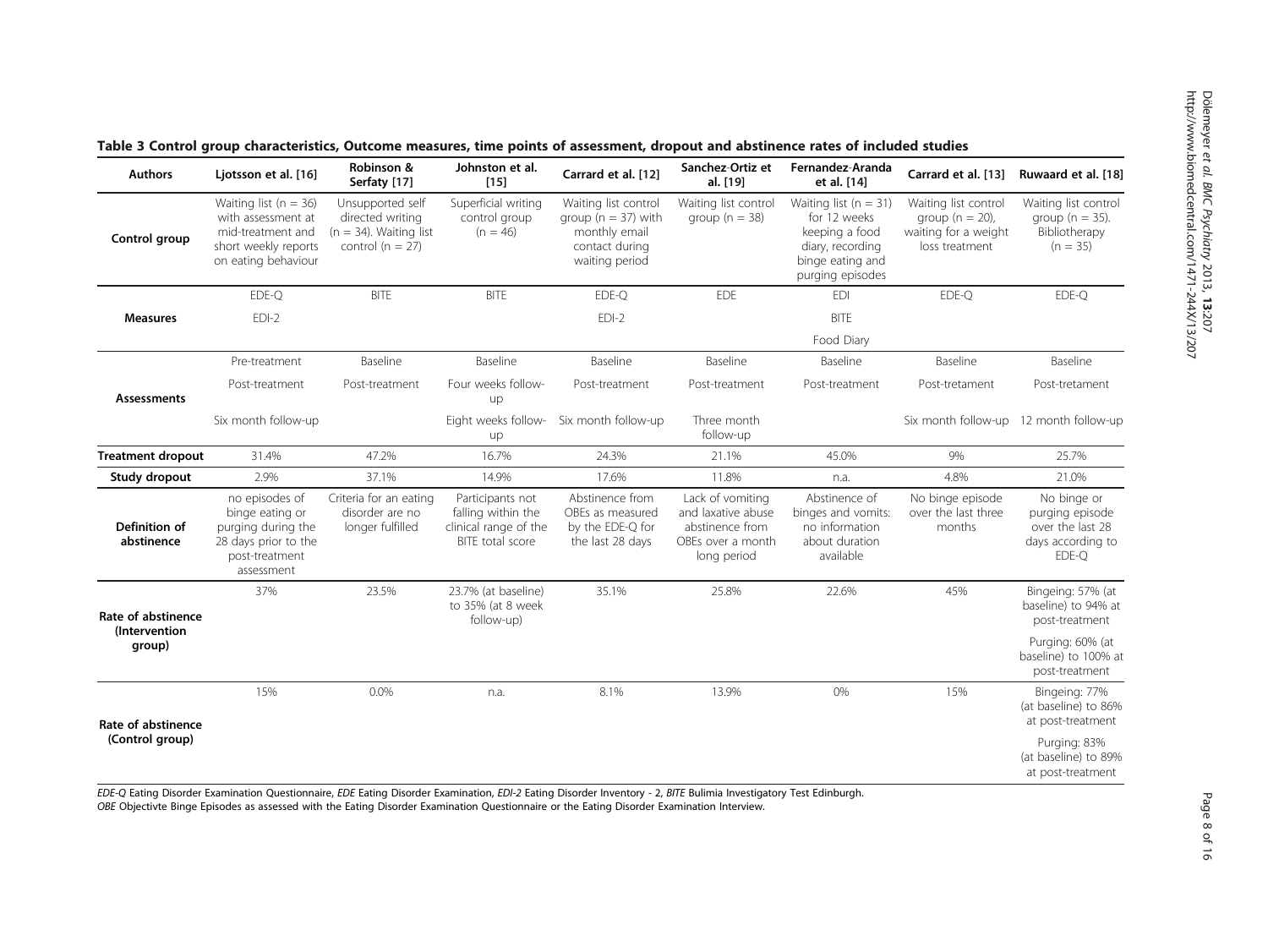**Table 3 Control group characteristics, Outcome measures, time points of assessment, dropout and abstinence rates of included studies**

| Authors | Ljotsson et al. [16] | Robinson & Serfaty [17] | Johnston et al. [15] | Carrard et al. [12] | Sanchez-Ortiz et al. [19] | Fernandez-Aranda et al. [14] | Carrard et al. [13] | Ruwaard et al. [18] |
|---|---|---|---|---|---|---|---|---|
| **Control group** | Waiting list (n = 36) with assessment at mid-treatment and short weekly reports on eating behaviour | Unsupported self directed writing (n = 34). Waiting list control (n = 27) | Superficial writing control group (n = 46) | Waiting list control group (n = 37) with monthly email contact during waiting period | Waiting list control group (n = 38) | Waiting list (n = 31) for 12 weeks keeping a food diary, recording binge eating and purging episodes | Waiting list control group (n = 20), waiting for a weight loss treatment | Waiting list control group (n = 35). Bibliotherapy (n = 35) |
| **Measures** | EDE-Q | BITE | BITE | EDE-Q | EDE | EDI | EDE-Q | EDE-Q |
| | EDI-2 | | | EDI-2 | | BITE | | |
| | | | | | | Food Diary | | |
| **Assessments** | Pre-treatment | Baseline | Baseline | Baseline | Baseline | Baseline | Baseline | Baseline |
| | Post-treatment | Post-treatment | Four weeks follow-up | Post-treatment | Post-treatment | Post-treatment | Post-tretament | Post-tretament |
| | Six month follow-up | | Eight weeks follow-up | Six month follow-up | Three month follow-up | | Six month follow-up | 12 month follow-up |
| **Treatment dropout** | 31.4% | 47.2% | 16.7% | 24.3% | 21.1% | 45.0% | 9% | 25.7% |
| **Study dropout** | 2.9% | 37.1% | 14.9% | 17.6% | 11.8% | n.a. | 4.8% | 21.0% |
| **Definition of abstinence** | no episodes of binge eating or purging during the 28 days prior to the post-treatment assessment | Criteria for an eating disorder are no longer fulfilled | Participants not falling within the clinical range of the BITE total score | Abstinence from OBEs as measured by the EDE-Q for the last 28 days | Lack of vomiting and laxative abuse abstinence from OBEs over a month long period | Abstinence of binges and vomits: no information about duration available | No binge episode over the last three months | No binge or purging episode over the last 28 days according to EDE-Q |
| **Rate of abstinence (Intervention group)** | 37% | 23.5% | 23.7% (at baseline) to 35% (at 8 week follow-up) | 35.1% | 25.8% | 22.6% | 45% | Bingeing: 57% (at baseline) to 94% at post-treatment |
| | | | | | | | | Purging: 60% (at baseline) to 100% at post-treatment |
| **Rate of abstinence (Control group)** | 15% | 0.0% | n.a. | 8.1% | 13.9% | 0% | 15% | Bingeing: 77% (at baseline) to 86% at post-treatment |
| | | | | | | | | Purging: 83% (at baseline) to 89% at post-treatment |

*EDE-Q* Eating Disorder Examination Questionnaire, *EDE* Eating Disorder Examination, *EDI-2* Eating Disorder Inventory - 2, *BITE* Bulimia Investigatory Test Edinburgh.
*OBE* Objectivte Binge Episodes as assessed with the Eating Disorder Examination Questionnaire or the Eating Disorder Examination Interview.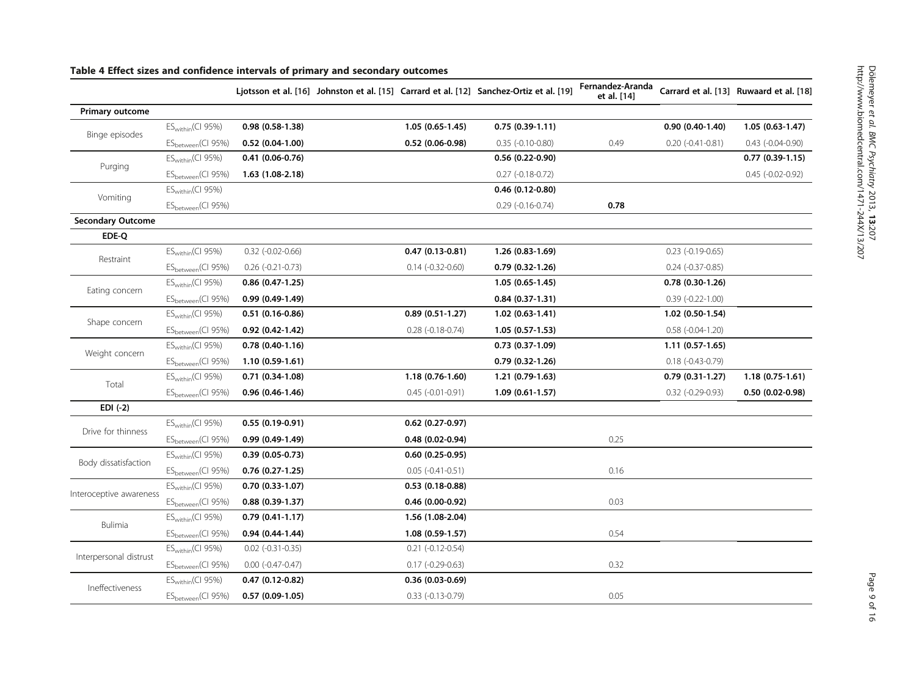**Table 4 Effect sizes and confidence intervals of primary and secondary outcomes**

| | | Ljotsson et al. [16] | Johnston et al. [15] | Carrard et al. [12] | Sanchez-Ortiz et al. [19] | Fernandez-Aranda et al. [14] | Carrard et al. [13] | Ruwaard et al. [18] |
|---|---|---|---|---|---|---|---|---|
| **Primary outcome** | | | | | | | | |
| Binge episodes | $ES_{within}$(CI 95%) | **0.98 (0.58-1.38)** | | **1.05 (0.65-1.45)** | **0.75 (0.39-1.11)** | | **0.90 (0.40-1.40)** | **1.05 (0.63-1.47)** |
| | $ES_{between}$(CI 95%) | **0.52 (0.04-1.00)** | | **0.52 (0.06-0.98)** | 0.35 (-0.10-0.80) | 0.49 | 0.20 (-0.41-0.81) | 0.43 (-0.04-0.90) |
| Purging | $ES_{within}$(CI 95%) | **0.41 (0.06-0.76)** | | | **0.56 (0.22-0.90)** | | | **0.77 (0.39-1.15)** |
| | $ES_{between}$(CI 95%) | **1.63 (1.08-2.18)** | | | 0.27 (-0.18-0.72) | | | 0.45 (-0.02-0.92) |
| Vomiting | $ES_{within}$(CI 95%) | | | | **0.46 (0.12-0.80)** | | | |
| | $ES_{between}$(CI 95%) | | | | 0.29 (-0.16-0.74) | **0.78** | | |
| **Secondary Outcome** | | | | | | | | |
| **EDE-Q** | | | | | | | | |
| Restraint | $ES_{within}$(CI 95%) | 0.32 (-0.02-0.66) | | **0.47 (0.13-0.81)** | **1.26 (0.83-1.69)** | | 0.23 (-0.19-0.65) | |
| | $ES_{between}$(CI 95%) | 0.26 (-0.21-0.73) | | 0.14 (-0.32-0.60) | **0.79 (0.32-1.26)** | | 0.24 (-0.37-0.85) | |
| Eating concern | $ES_{within}$(CI 95%) | **0.86 (0.47-1.25)** | | | **1.05 (0.65-1.45)** | | **0.78 (0.30-1.26)** | |
| | $ES_{between}$(CI 95%) | **0.99 (0.49-1.49)** | | | **0.84 (0.37-1.31)** | | 0.39 (-0.22-1.00) | |
| Shape concern | $ES_{within}$(CI 95%) | **0.51 (0.16-0.86)** | | **0.89 (0.51-1.27)** | **1.02 (0.63-1.41)** | | **1.02 (0.50-1.54)** | |
| | $ES_{between}$(CI 95%) | **0.92 (0.42-1.42)** | | 0.28 (-0.18-0.74) | **1.05 (0.57-1.53)** | | 0.58 (-0.04-1.20) | |
| Weight concern | $ES_{within}$(CI 95%) | **0.78 (0.40-1.16)** | | | **0.73 (0.37-1.09)** | | **1.11 (0.57-1.65)** | |
| | $ES_{between}$(CI 95%) | **1.10 (0.59-1.61)** | | | **0.79 (0.32-1.26)** | | 0.18 (-0.43-0.79) | |
| Total | $ES_{within}$(CI 95%) | **0.71 (0.34-1.08)** | | **1.18 (0.76-1.60)** | **1.21 (0.79-1.63)** | | **0.79 (0.31-1.27)** | **1.18 (0.75-1.61)** |
| | $ES_{between}$(CI 95%) | **0.96 (0.46-1.46)** | | 0.45 (-0.01-0.91) | **1.09 (0.61-1.57)** | | 0.32 (-0.29-0.93) | **0.50 (0.02-0.98)** |
| **EDI (-2)** | | | | | | | | |
| Drive for thinness | $ES_{within}$(CI 95%) | **0.55 (0.19-0.91)** | | **0.62 (0.27-0.97)** | | | | |
| | $ES_{between}$(CI 95%) | **0.99 (0.49-1.49)** | | **0.48 (0.02-0.94)** | | 0.25 | | |
| Body dissatisfaction | $ES_{within}$(CI 95%) | **0.39 (0.05-0.73)** | | **0.60 (0.25-0.95)** | | | | |
| | $ES_{between}$(CI 95%) | **0.76 (0.27-1.25)** | | 0.05 (-0.41-0.51) | | 0.16 | | |
| Interoceptive awareness | $ES_{within}$(CI 95%) | **0.70 (0.33-1.07)** | | **0.53 (0.18-0.88)** | | | | |
| | $ES_{between}$(CI 95%) | **0.88 (0.39-1.37)** | | **0.46 (0.00-0.92)** | | 0.03 | | |
| Bulimia | $ES_{within}$(CI 95%) | **0.79 (0.41-1.17)** | | **1.56 (1.08-2.04)** | | | | |
| | $ES_{between}$(CI 95%) | **0.94 (0.44-1.44)** | | **1.08 (0.59-1.57)** | | 0.54 | | |
| Interpersonal distrust | $ES_{within}$(CI 95%) | 0.02 (-0.31-0.35) | | 0.21 (-0.12-0.54) | | | | |
| | $ES_{between}$(CI 95%) | 0.00 (-0.47-0.47) | | 0.17 (-0.29-0.63) | | 0.32 | | |
| Ineffectiveness | $ES_{within}$(CI 95%) | **0.47 (0.12-0.82)** | | **0.36 (0.03-0.69)** | | | | |
| | $ES_{between}$(CI 95%) | **0.57 (0.09-1.05)** | | 0.33 (-0.13-0.79) | | 0.05 | | |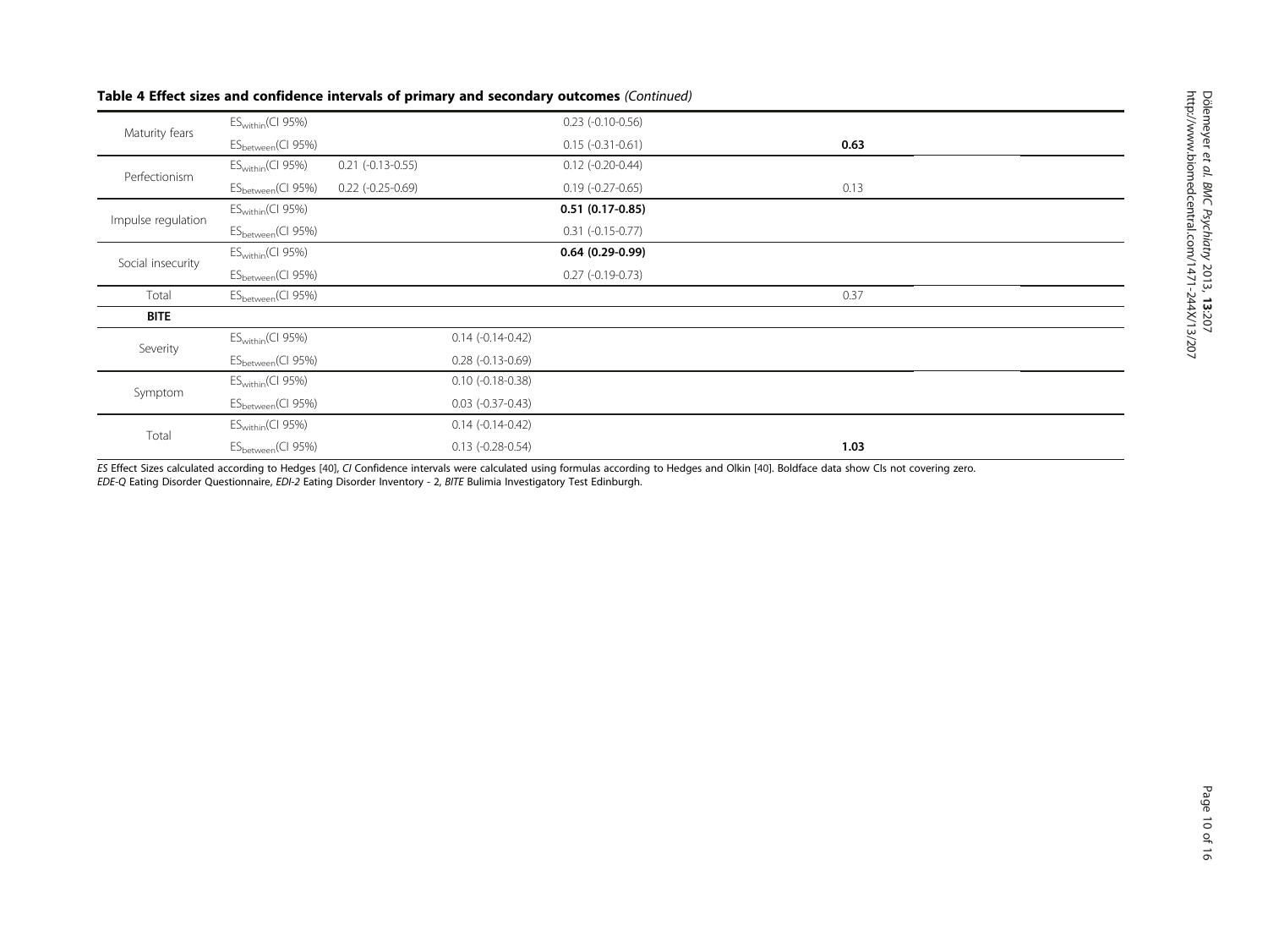**Table 4 Effect sizes and confidence intervals of primary and secondary outcomes** *(Continued)*

| | | | | | | |
|---|---|---|---|---|---|---|
| Maturity fears | $ES_{within}$(CI 95%) | | | 0.23 (-0.10-0.56) | | |
| | $ES_{between}$(CI 95%) | | | 0.15 (-0.31-0.61) | **0.63** | |
| Perfectionism | $ES_{within}$(CI 95%) | 0.21 (-0.13-0.55) | | 0.12 (-0.20-0.44) | | |
| | $ES_{between}$(CI 95%) | 0.22 (-0.25-0.69) | | 0.19 (-0.27-0.65) | 0.13 | |
| Impulse regulation | $ES_{within}$(CI 95%) | | | **0.51 (0.17-0.85)** | | |
| | $ES_{between}$(CI 95%) | | | 0.31 (-0.15-0.77) | | |
| Social insecurity | $ES_{within}$(CI 95%) | | | **0.64 (0.29-0.99)** | | |
| | $ES_{between}$(CI 95%) | | | 0.27 (-0.19-0.73) | | |
| Total | $ES_{between}$(CI 95%) | | | | 0.37 | |
| **BITE** | | | | | | |
| Severity | $ES_{within}$(CI 95%) | | 0.14 (-0.14-0.42) | | | |
| | $ES_{between}$(CI 95%) | | 0.28 (-0.13-0.69) | | | |
| Symptom | $ES_{within}$(CI 95%) | | 0.10 (-0.18-0.38) | | | |
| | $ES_{between}$(CI 95%) | | 0.03 (-0.37-0.43) | | | |
| Total | $ES_{within}$(CI 95%) | | 0.14 (-0.14-0.42) | | | |
| | $ES_{between}$(CI 95%) | | 0.13 (-0.28-0.54) | | **1.03** | |

*ES* Effect Sizes calculated according to Hedges [40], *CI* Confidence intervals were calculated using formulas according to Hedges and Olkin [40]. Boldface data show CIs not covering zero.
*EDE-Q* Eating Disorder Questionnaire, *EDI-2* Eating Disorder Inventory - 2, *BITE* Bulimia Investigatory Test Edinburgh.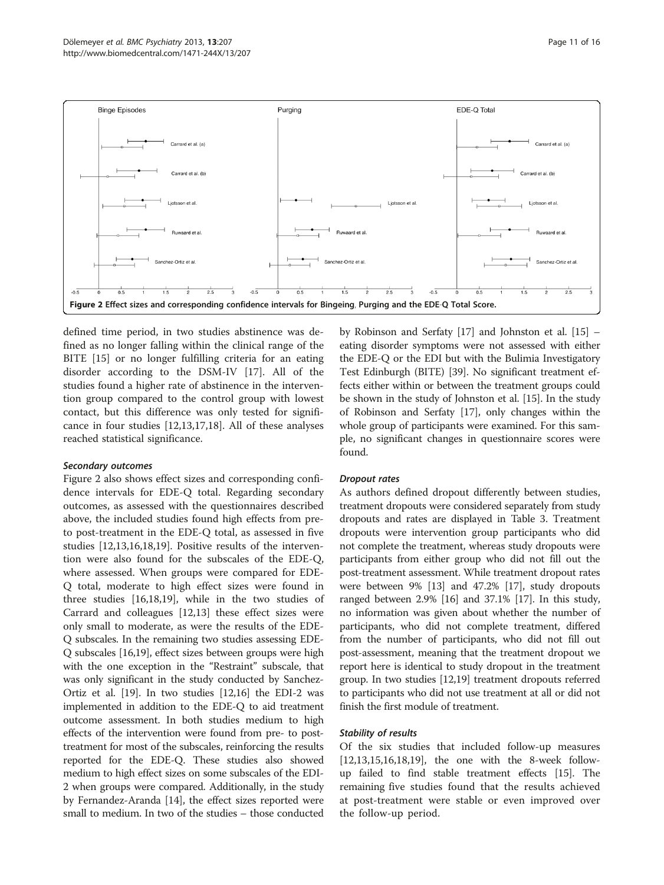Figure 2 Effect sizes and corresponding confidence intervals for Bingeing, Purging and the EDE-Q Total Score.

defined time period, in two studies abstinence was defined as no longer falling within the clinical range of the BITE [15] or no longer fulfilling criteria for an eating disorder according to the DSM-IV [17]. All of the studies found a higher rate of abstinence in the intervention group compared to the control group with lowest contact, but this difference was only tested for significance in four studies [12,13,17,18]. All of these analyses reached statistical significance.

#### *Secondary outcomes*

Figure 2 also shows effect sizes and corresponding confidence intervals for EDE-Q total. Regarding secondary outcomes, as assessed with the questionnaires described above, the included studies found high effects from pre- to post-treatment in the EDE-Q total, as assessed in five studies [12,13,16,18,19]. Positive results of the intervention were also found for the subscales of the EDE-Q, where assessed. When groups were compared for EDE-Q total, moderate to high effect sizes were found in three studies [16,18,19], while in the two studies of Carrard and colleagues [12,13] these effect sizes were only small to moderate, as were the results of the EDE-Q subscales. In the remaining two studies assessing EDE-Q subscales [16,19], effect sizes between groups were high with the one exception in the "Restraint" subscale, that was only significant in the study conducted by Sanchez-Ortiz et al. [19]. In two studies [12,16] the EDI-2 was implemented in addition to the EDE-Q to aid treatment outcome assessment. In both studies medium to high effects of the intervention were found from pre- to post-treatment for most of the subscales, reinforcing the results reported for the EDE-Q. These studies also showed medium to high effect sizes on some subscales of the EDI-2 when groups were compared. Additionally, in the study by Fernandez-Aranda [14], the effect sizes reported were small to medium. In two of the studies – those conducted by Robinson and Serfaty [17] and Johnston et al. [15] – eating disorder symptoms were not assessed with either the EDE-Q or the EDI but with the Bulimia Investigatory Test Edinburgh (BITE) [39]. No significant treatment effects either within or between the treatment groups could be shown in the study of Johnston et al. [15]. In the study of Robinson and Serfaty [17], only changes within the whole group of participants were examined. For this sample, no significant changes in questionnaire scores were found.

#### *Dropout rates*

As authors defined dropout differently between studies, treatment dropouts were considered separately from study dropouts and rates are displayed in Table 3. Treatment dropouts were intervention group participants who did not complete the treatment, whereas study dropouts were participants from either group who did not fill out the post-treatment assessment. While treatment dropout rates were between 9% [13] and 47.2% [17], study dropouts ranged between 2.9% [16] and 37.1% [17]. In this study, no information was given about whether the number of participants, who did not complete treatment, differed from the number of participants, who did not fill out post-assessment, meaning that the treatment dropout we report here is identical to study dropout in the treatment group. In two studies [12,19] treatment dropouts referred to participants who did not use treatment at all or did not finish the first module of treatment.

#### *Stability of results*

Of the six studies that included follow-up measures [12,13,15,16,18,19], the one with the 8-week follow-up failed to find stable treatment effects [15]. The remaining five studies found that the results achieved at post-treatment were stable or even improved over the follow-up period.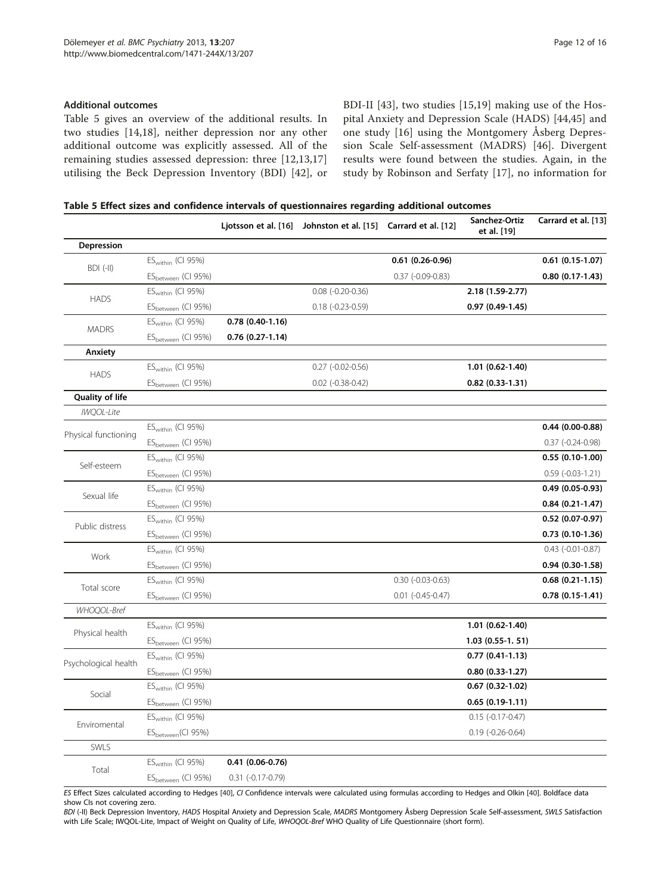### Additional outcomes

Table 5 gives an overview of the additional results. In two studies [14,18], neither depression nor any other additional outcome was explicitly assessed. All of the remaining studies assessed depression: three [12,13,17] utilising the Beck Depression Inventory (BDI) [42], or BDI-II [43], two studies [15,19] making use of the Hospital Anxiety and Depression Scale (HADS) [44,45] and one study [16] using the Montgomery Åsberg Depression Scale Self-assessment (MADRS) [46]. Divergent results were found between the studies. Again, in the study by Robinson and Serfaty [17], no information for

**Table 5 Effect sizes and confidence intervals of questionnaires regarding additional outcomes**

| | | Ljotsson et al. [16] | Johnston et al. [15] | Carrard et al. [12] | Sanchez-Ortiz et al. [19] | Carrard et al. [13] |
|---|---|---|---|---|---|---|
| **Depression** | | | | | | |
| BDI (-II) | $ES_{within}$ (CI 95%) | | | **0.61 (0.26-0.96)** | | **0.61 (0.15-1.07)** |
| | $ES_{between}$ (CI 95%) | | | 0.37 (-0.09-0.83) | | **0.80 (0.17-1.43)** |
| HADS | $ES_{within}$ (CI 95%) | | 0.08 (-0.20-0.36) | | **2.18 (1.59-2.77)** | |
| | $ES_{between}$ (CI 95%) | | 0.18 (-0.23-0.59) | | **0.97 (0.49-1.45)** | |
| MADRS | $ES_{within}$ (CI 95%) | **0.78 (0.40-1.16)** | | | | |
| | $ES_{between}$ (CI 95%) | **0.76 (0.27-1.14)** | | | | |
| **Anxiety** | | | | | | |
| HADS | $ES_{within}$ (CI 95%) | | 0.27 (-0.02-0.56) | | **1.01 (0.62-1.40)** | |
| | $ES_{between}$ (CI 95%) | | 0.02 (-0.38-0.42) | | **0.82 (0.33-1.31)** | |
| **Quality of life** | | | | | | |
| *IWQOL-Lite* | | | | | | |
| Physical functioning | $ES_{within}$ (CI 95%) | | | | | **0.44 (0.00-0.88)** |
| | $ES_{between}$ (CI 95%) | | | | | 0.37 (-0.24-0.98) |
| Self-esteem | $ES_{within}$ (CI 95%) | | | | | **0.55 (0.10-1.00)** |
| | $ES_{between}$ (CI 95%) | | | | | 0.59 (-0.03-1.21) |
| Sexual life | $ES_{within}$ (CI 95%) | | | | | **0.49 (0.05-0.93)** |
| | $ES_{between}$ (CI 95%) | | | | | **0.84 (0.21-1.47)** |
| Public distress | $ES_{within}$ (CI 95%) | | | | | **0.52 (0.07-0.97)** |
| | $ES_{between}$ (CI 95%) | | | | | **0.73 (0.10-1.36)** |
| Work | $ES_{within}$ (CI 95%) | | | | | 0.43 (-0.01-0.87) |
| | $ES_{between}$ (CI 95%) | | | | | **0.94 (0.30-1.58)** |
| Total score | $ES_{within}$ (CI 95%) | | | 0.30 (-0.03-0.63) | | **0.68 (0.21-1.15)** |
| | $ES_{between}$ (CI 95%) | | | 0.01 (-0.45-0.47) | | **0.78 (0.15-1.41)** |
| *WHOQOL-Bref* | | | | | | |
| Physical health | $ES_{within}$ (CI 95%) | | | | **1.01 (0.62-1.40)** | |
| | $ES_{between}$ (CI 95%) | | | | **1.03 (0.55-1. 51)** | |
| Psychological health | $ES_{within}$ (CI 95%) | | | | **0.77 (0.41-1.13)** | |
| | $ES_{between}$ (CI 95%) | | | | **0.80 (0.33-1.27)** | |
| Social | $ES_{within}$ (CI 95%) | | | | **0.67 (0.32-1.02)** | |
| | $ES_{between}$ (CI 95%) | | | | **0.65 (0.19-1.11)** | |
| Enviromental | $ES_{within}$ (CI 95%) | | | | 0.15 (-0.17-0.47) | |
| | $ES_{between}$(CI 95%) | | | | 0.19 (-0.26-0.64) | |
| SWLS | | | | | | |
| Total | $ES_{within}$ (CI 95%) | **0.41 (0.06-0.76)** | | | | |
| | $ES_{between}$ (CI 95%) | 0.31 (-0.17-0.79) | | | | |

*ES* Effect Sizes calculated according to Hedges [40], *CI* Confidence intervals were calculated using formulas according to Hedges and Olkin [40]. Boldface data show CIs not covering zero.

*BDI* (-II) Beck Depression Inventory, *HADS* Hospital Anxiety and Depression Scale, *MADRS* Montgomery Åsberg Depression Scale Self-assessment, *SWLS* Satisfaction with Life Scale; IWQOL-Lite, Impact of Weight on Quality of Life, *WHOQOL-Bref* WHO Quality of Life Questionnaire (short form).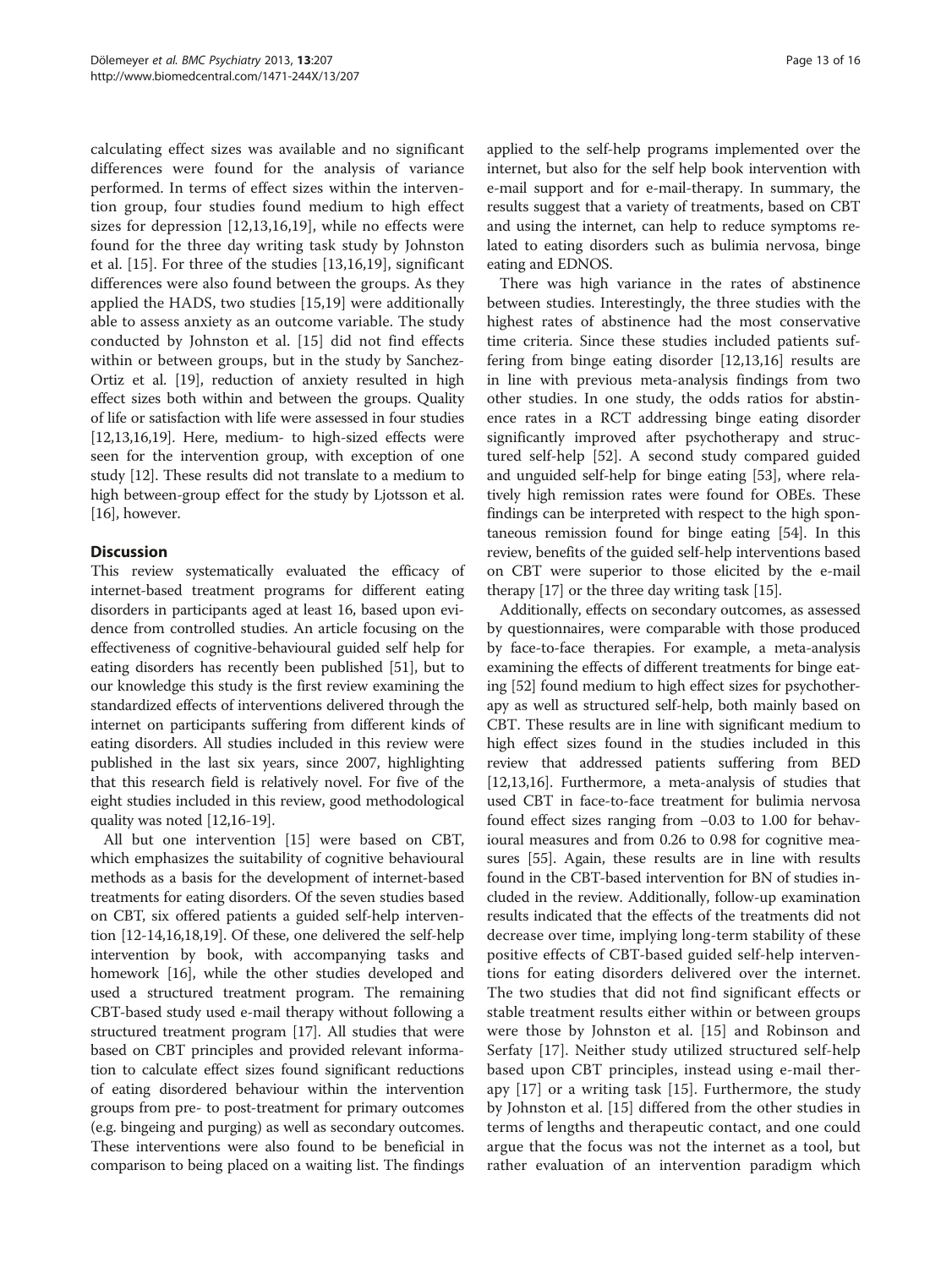calculating effect sizes was available and no significant differences were found for the analysis of variance performed. In terms of effect sizes within the intervention group, four studies found medium to high effect sizes for depression [12,13,16,19], while no effects were found for the three day writing task study by Johnston et al. [15]. For three of the studies [13,16,19], significant differences were also found between the groups. As they applied the HADS, two studies [15,19] were additionally able to assess anxiety as an outcome variable. The study conducted by Johnston et al. [15] did not find effects within or between groups, but in the study by Sanchez-Ortiz et al. [19], reduction of anxiety resulted in high effect sizes both within and between the groups. Quality of life or satisfaction with life were assessed in four studies [12,13,16,19]. Here, medium- to high-sized effects were seen for the intervention group, with exception of one study [12]. These results did not translate to a medium to high between-group effect for the study by Ljotsson et al. [16], however.

## Discussion

This review systematically evaluated the efficacy of internet-based treatment programs for different eating disorders in participants aged at least 16, based upon evidence from controlled studies. An article focusing on the effectiveness of cognitive-behavioural guided self help for eating disorders has recently been published [51], but to our knowledge this study is the first review examining the standardized effects of interventions delivered through the internet on participants suffering from different kinds of eating disorders. All studies included in this review were published in the last six years, since 2007, highlighting that this research field is relatively novel. For five of the eight studies included in this review, good methodological quality was noted [12,16-19].

All but one intervention [15] were based on CBT, which emphasizes the suitability of cognitive behavioural methods as a basis for the development of internet-based treatments for eating disorders. Of the seven studies based on CBT, six offered patients a guided self-help intervention [12-14,16,18,19]. Of these, one delivered the self-help intervention by book, with accompanying tasks and homework [16], while the other studies developed and used a structured treatment program. The remaining CBT-based study used e-mail therapy without following a structured treatment program [17]. All studies that were based on CBT principles and provided relevant information to calculate effect sizes found significant reductions of eating disordered behaviour within the intervention groups from pre- to post-treatment for primary outcomes (e.g. bingeing and purging) as well as secondary outcomes. These interventions were also found to be beneficial in comparison to being placed on a waiting list. The findings applied to the self-help programs implemented over the internet, but also for the self help book intervention with e-mail support and for e-mail-therapy. In summary, the results suggest that a variety of treatments, based on CBT and using the internet, can help to reduce symptoms related to eating disorders such as bulimia nervosa, binge eating and EDNOS.

There was high variance in the rates of abstinence between studies. Interestingly, the three studies with the highest rates of abstinence had the most conservative time criteria. Since these studies included patients suffering from binge eating disorder [12,13,16] results are in line with previous meta-analysis findings from two other studies. In one study, the odds ratios for abstinence rates in a RCT addressing binge eating disorder significantly improved after psychotherapy and structured self-help [52]. A second study compared guided and unguided self-help for binge eating [53], where relatively high remission rates were found for OBEs. These findings can be interpreted with respect to the high spontaneous remission found for binge eating [54]. In this review, benefits of the guided self-help interventions based on CBT were superior to those elicited by the e-mail therapy [17] or the three day writing task [15].

Additionally, effects on secondary outcomes, as assessed by questionnaires, were comparable with those produced by face-to-face therapies. For example, a meta-analysis examining the effects of different treatments for binge eating [52] found medium to high effect sizes for psychotherapy as well as structured self-help, both mainly based on CBT. These results are in line with significant medium to high effect sizes found in the studies included in this review that addressed patients suffering from BED [12,13,16]. Furthermore, a meta-analysis of studies that used CBT in face-to-face treatment for bulimia nervosa found effect sizes ranging from −0.03 to 1.00 for behavioural measures and from 0.26 to 0.98 for cognitive measures [55]. Again, these results are in line with results found in the CBT-based intervention for BN of studies included in the review. Additionally, follow-up examination results indicated that the effects of the treatments did not decrease over time, implying long-term stability of these positive effects of CBT-based guided self-help interventions for eating disorders delivered over the internet. The two studies that did not find significant effects or stable treatment results either within or between groups were those by Johnston et al. [15] and Robinson and Serfaty [17]. Neither study utilized structured self-help based upon CBT principles, instead using e-mail therapy [17] or a writing task [15]. Furthermore, the study by Johnston et al. [15] differed from the other studies in terms of lengths and therapeutic contact, and one could argue that the focus was not the internet as a tool, but rather evaluation of an intervention paradigm which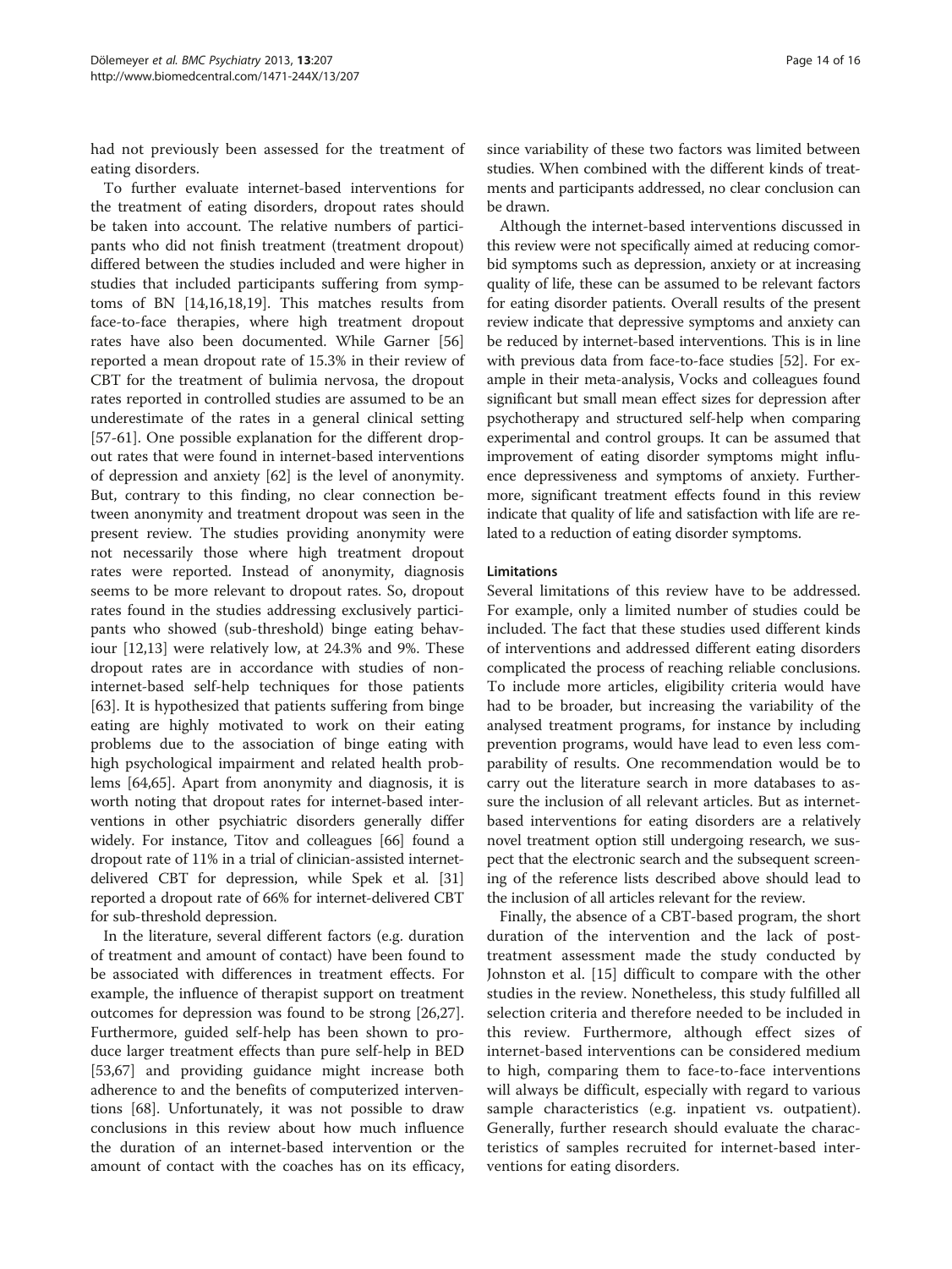had not previously been assessed for the treatment of eating disorders.

To further evaluate internet-based interventions for the treatment of eating disorders, dropout rates should be taken into account. The relative numbers of participants who did not finish treatment (treatment dropout) differed between the studies included and were higher in studies that included participants suffering from symptoms of BN [14,16,18,19]. This matches results from face-to-face therapies, where high treatment dropout rates have also been documented. While Garner [56] reported a mean dropout rate of 15.3% in their review of CBT for the treatment of bulimia nervosa, the dropout rates reported in controlled studies are assumed to be an underestimate of the rates in a general clinical setting [57-61]. One possible explanation for the different dropout rates that were found in internet-based interventions of depression and anxiety [62] is the level of anonymity. But, contrary to this finding, no clear connection between anonymity and treatment dropout was seen in the present review. The studies providing anonymity were not necessarily those where high treatment dropout rates were reported. Instead of anonymity, diagnosis seems to be more relevant to dropout rates. So, dropout rates found in the studies addressing exclusively participants who showed (sub-threshold) binge eating behaviour [12,13] were relatively low, at 24.3% and 9%. These dropout rates are in accordance with studies of non-internet-based self-help techniques for those patients [63]. It is hypothesized that patients suffering from binge eating are highly motivated to work on their eating problems due to the association of binge eating with high psychological impairment and related health problems [64,65]. Apart from anonymity and diagnosis, it is worth noting that dropout rates for internet-based interventions in other psychiatric disorders generally differ widely. For instance, Titov and colleagues [66] found a dropout rate of 11% in a trial of clinician-assisted internet-delivered CBT for depression, while Spek et al. [31] reported a dropout rate of 66% for internet-delivered CBT for sub-threshold depression.

In the literature, several different factors (e.g. duration of treatment and amount of contact) have been found to be associated with differences in treatment effects. For example, the influence of therapist support on treatment outcomes for depression was found to be strong [26,27]. Furthermore, guided self-help has been shown to produce larger treatment effects than pure self-help in BED [53,67] and providing guidance might increase both adherence to and the benefits of computerized interventions [68]. Unfortunately, it was not possible to draw conclusions in this review about how much influence the duration of an internet-based intervention or the amount of contact with the coaches has on its efficacy, since variability of these two factors was limited between studies. When combined with the different kinds of treatments and participants addressed, no clear conclusion can be drawn.

Although the internet-based interventions discussed in this review were not specifically aimed at reducing comorbid symptoms such as depression, anxiety or at increasing quality of life, these can be assumed to be relevant factors for eating disorder patients. Overall results of the present review indicate that depressive symptoms and anxiety can be reduced by internet-based interventions. This is in line with previous data from face-to-face studies [52]. For example in their meta-analysis, Vocks and colleagues found significant but small mean effect sizes for depression after psychotherapy and structured self-help when comparing experimental and control groups. It can be assumed that improvement of eating disorder symptoms might influence depressiveness and symptoms of anxiety. Furthermore, significant treatment effects found in this review indicate that quality of life and satisfaction with life are related to a reduction of eating disorder symptoms.

### Limitations

Several limitations of this review have to be addressed. For example, only a limited number of studies could be included. The fact that these studies used different kinds of interventions and addressed different eating disorders complicated the process of reaching reliable conclusions. To include more articles, eligibility criteria would have had to be broader, but increasing the variability of the analysed treatment programs, for instance by including prevention programs, would have lead to even less comparability of results. One recommendation would be to carry out the literature search in more databases to assure the inclusion of all relevant articles. But as internet-based interventions for eating disorders are a relatively novel treatment option still undergoing research, we suspect that the electronic search and the subsequent screening of the reference lists described above should lead to the inclusion of all articles relevant for the review.

Finally, the absence of a CBT-based program, the short duration of the intervention and the lack of post-treatment assessment made the study conducted by Johnston et al. [15] difficult to compare with the other studies in the review. Nonetheless, this study fulfilled all selection criteria and therefore needed to be included in this review. Furthermore, although effect sizes of internet-based interventions can be considered medium to high, comparing them to face-to-face interventions will always be difficult, especially with regard to various sample characteristics (e.g. inpatient vs. outpatient). Generally, further research should evaluate the characteristics of samples recruited for internet-based interventions for eating disorders.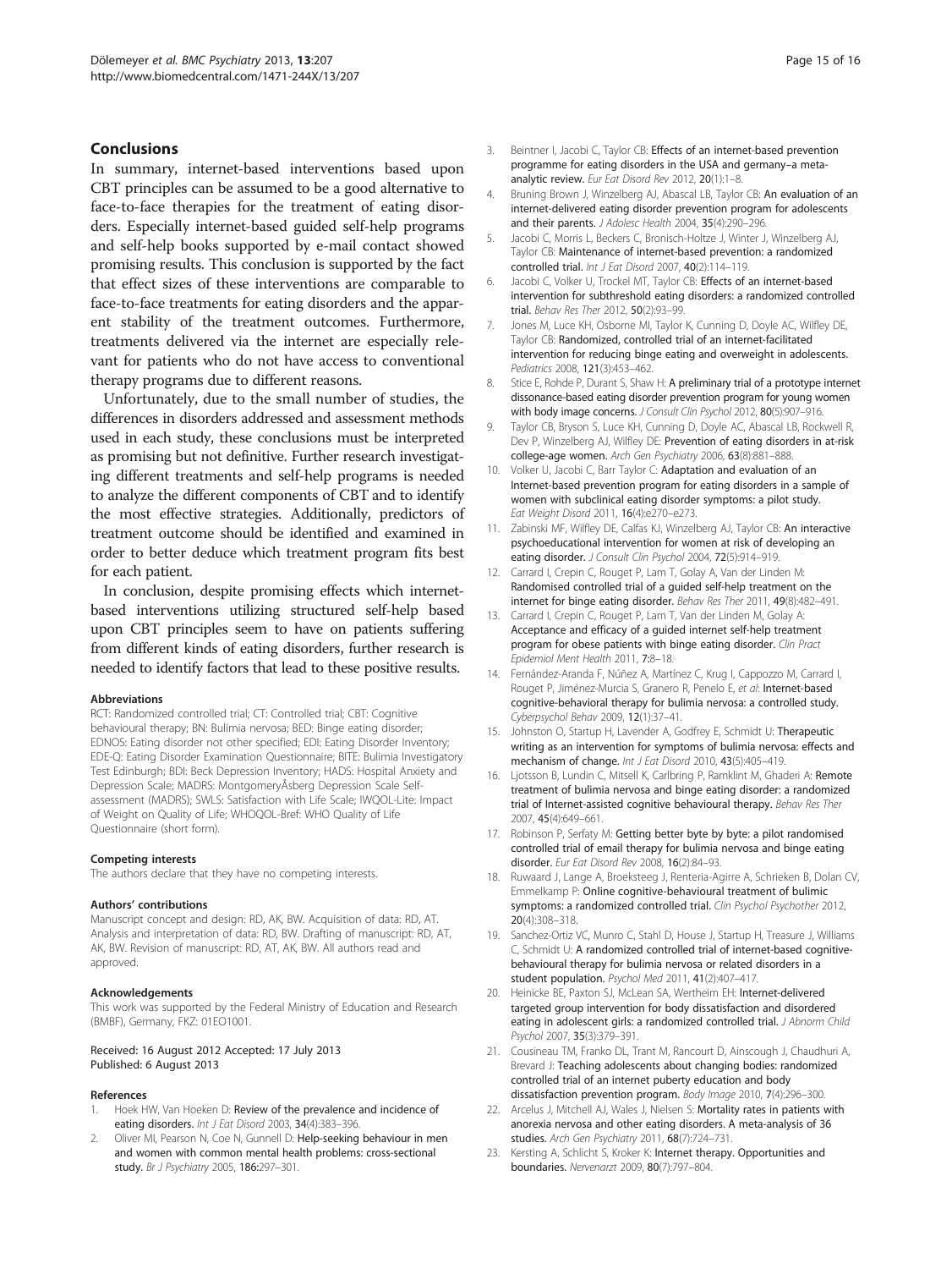## Conclusions

In summary, internet-based interventions based upon CBT principles can be assumed to be a good alternative to face-to-face therapies for the treatment of eating disorders. Especially internet-based guided self-help programs and self-help books supported by e-mail contact showed promising results. This conclusion is supported by the fact that effect sizes of these interventions are comparable to face-to-face treatments for eating disorders and the apparent stability of the treatment outcomes. Furthermore, treatments delivered via the internet are especially relevant for patients who do not have access to conventional therapy programs due to different reasons.

Unfortunately, due to the small number of studies, the differences in disorders addressed and assessment methods used in each study, these conclusions must be interpreted as promising but not definitive. Further research investigating different treatments and self-help programs is needed to analyze the different components of CBT and to identify the most effective strategies. Additionally, predictors of treatment outcome should be identified and examined in order to better deduce which treatment program fits best for each patient.

In conclusion, despite promising effects which internet-based interventions utilizing structured self-help based upon CBT principles seem to have on patients suffering from different kinds of eating disorders, further research is needed to identify factors that lead to these positive results.

#### Abbreviations

RCT: Randomized controlled trial; CT: Controlled trial; CBT: Cognitive behavioural therapy; BN: Bulimia nervosa; BED: Binge eating disorder; EDNOS: Eating disorder not other specified; EDI: Eating Disorder Inventory; EDE-Q: Eating Disorder Examination Questionnaire; BITE: Bulimia Investigatory Test Edinburgh; BDI: Beck Depression Inventory; HADS: Hospital Anxiety and Depression Scale; MADRS: MontgomeryÅsberg Depression Scale Self-assessment (MADRS); SWLS: Satisfaction with Life Scale; IWQOL-Lite: Impact of Weight on Quality of Life; WHOQOL-Bref: WHO Quality of Life Questionnaire (short form).

#### Competing interests

The authors declare that they have no competing interests.

#### Authors' contributions

Manuscript concept and design: RD, AK, BW. Acquisition of data: RD, AT. Analysis and interpretation of data: RD, BW. Drafting of manuscript: RD, AT, AK, BW. Revision of manuscript: RD, AT, AK, BW. All authors read and approved.

#### Acknowledgements

This work was supported by the Federal Ministry of Education and Research (BMBF), Germany, FKZ: 01EO1001.

Received: 16 August 2012 Accepted: 17 July 2013
Published: 6 August 2013

#### References

1. Hoek HW, Van Hoeken D: **Review of the prevalence and incidence of eating disorders.** *Int J Eat Disord* 2003, **34**(4):383–396.
2. Oliver MI, Pearson N, Coe N, Gunnell D: **Help-seeking behaviour in men and women with common mental health problems: cross-sectional study.** *Br J Psychiatry* 2005, **186:**297–301.
3. Beintner I, Jacobi C, Taylor CB: **Effects of an internet-based prevention programme for eating disorders in the USA and germany–a meta-analytic review.** *Eur Eat Disord Rev* 2012, **20**(1):1–8.
4. Bruning Brown J, Winzelberg AJ, Abascal LB, Taylor CB: **An evaluation of an internet-delivered eating disorder prevention program for adolescents and their parents.** *J Adolesc Health* 2004, **35**(4):290–296.
5. Jacobi C, Morris L, Beckers C, Bronisch-Holtze J, Winter J, Winzelberg AJ, Taylor CB: **Maintenance of internet-based prevention: a randomized controlled trial.** *Int J Eat Disord* 2007, **40**(2):114–119.
6. Jacobi C, Volker U, Trockel MT, Taylor CB: **Effects of an internet-based intervention for subthreshold eating disorders: a randomized controlled trial.** *Behav Res Ther* 2012, **50**(2):93–99.
7. Jones M, Luce KH, Osborne MI, Taylor K, Cunning D, Doyle AC, Wilfley DE, Taylor CB: **Randomized, controlled trial of an internet-facilitated intervention for reducing binge eating and overweight in adolescents.** *Pediatrics* 2008, **121**(3):453–462.
8. Stice E, Rohde P, Durant S, Shaw H: **A preliminary trial of a prototype internet dissonance-based eating disorder prevention program for young women with body image concerns.** *J Consult Clin Psychol* 2012, **80**(5):907–916.
9. Taylor CB, Bryson S, Luce KH, Cunning D, Doyle AC, Abascal LB, Rockwell R, Dev P, Winzelberg AJ, Wilfley DE: **Prevention of eating disorders in at-risk college-age women.** *Arch Gen Psychiatry* 2006, **63**(8):881–888.
10. Volker U, Jacobi C, Barr Taylor C: **Adaptation and evaluation of an Internet-based prevention program for eating disorders in a sample of women with subclinical eating disorder symptoms: a pilot study.** *Eat Weight Disord* 2011, **16**(4):e270–e273.
11. Zabinski MF, Wilfley DE, Calfas KJ, Winzelberg AJ, Taylor CB: **An interactive psychoeducational intervention for women at risk of developing an eating disorder.** *J Consult Clin Psychol* 2004, **72**(5):914–919.
12. Carrard I, Crepin C, Rouget P, Lam T, Golay A, Van der Linden M: **Randomised controlled trial of a guided self-help treatment on the internet for binge eating disorder.** *Behav Res Ther* 2011, **49**(8):482–491.
13. Carrard I, Crepin C, Rouget P, Lam T, Van der Linden M, Golay A: **Acceptance and efficacy of a guided internet self-help treatment program for obese patients with binge eating disorder.** *Clin Pract Epidemiol Ment Health* 2011, **7:**8–18.
14. Fernández-Aranda F, Núñez A, Martínez C, Krug I, Cappozzo M, Carrard I, Rouget P, Jiménez-Murcia S, Granero R, Penelo E, *et al*: **Internet-based cognitive-behavioral therapy for bulimia nervosa: a controlled study.** *Cyberpsychol Behav* 2009, **12**(1):37–41.
15. Johnston O, Startup H, Lavender A, Godfrey E, Schmidt U: **Therapeutic writing as an intervention for symptoms of bulimia nervosa: effects and mechanism of change.** *Int J Eat Disord* 2010, **43**(5):405–419.
16. Ljotsson B, Lundin C, Mitsell K, Carlbring P, Ramklint M, Ghaderi A: **Remote treatment of bulimia nervosa and binge eating disorder: a randomized trial of Internet-assisted cognitive behavioural therapy.** *Behav Res Ther* 2007, **45**(4):649–661.
17. Robinson P, Serfaty M: **Getting better byte by byte: a pilot randomised controlled trial of email therapy for bulimia nervosa and binge eating disorder.** *Eur Eat Disord Rev* 2008, **16**(2):84–93.
18. Ruwaard J, Lange A, Broeksteeg J, Renteria-Agirre A, Schrieken B, Dolan CV, Emmelkamp P: **Online cognitive-behavioural treatment of bulimic symptoms: a randomized controlled trial.** *Clin Psychol Psychother* 2012, **20**(4):308–318.
19. Sanchez-Ortiz VC, Munro C, Stahl D, House J, Startup H, Treasure J, Williams C, Schmidt U: **A randomized controlled trial of internet-based cognitive-behavioural therapy for bulimia nervosa or related disorders in a student population.** *Psychol Med* 2011, **41**(2):407–417.
20. Heinicke BE, Paxton SJ, McLean SA, Wertheim EH: **Internet-delivered targeted group intervention for body dissatisfaction and disordered eating in adolescent girls: a randomized controlled trial.** *J Abnorm Child Psychol* 2007, **35**(3):379–391.
21. Cousineau TM, Franko DL, Trant M, Rancourt D, Ainscough J, Chaudhuri A, Brevard J: **Teaching adolescents about changing bodies: randomized controlled trial of an internet puberty education and body dissatisfaction prevention program.** *Body Image* 2010, **7**(4):296–300.
22. Arcelus J, Mitchell AJ, Wales J, Nielsen S: **Mortality rates in patients with anorexia nervosa and other eating disorders. A meta-analysis of 36 studies.** *Arch Gen Psychiatry* 2011, **68**(7):724–731.
23. Kersting A, Schlicht S, Kroker K: **Internet therapy. Opportunities and boundaries.** *Nervenarzt* 2009, **80**(7):797–804.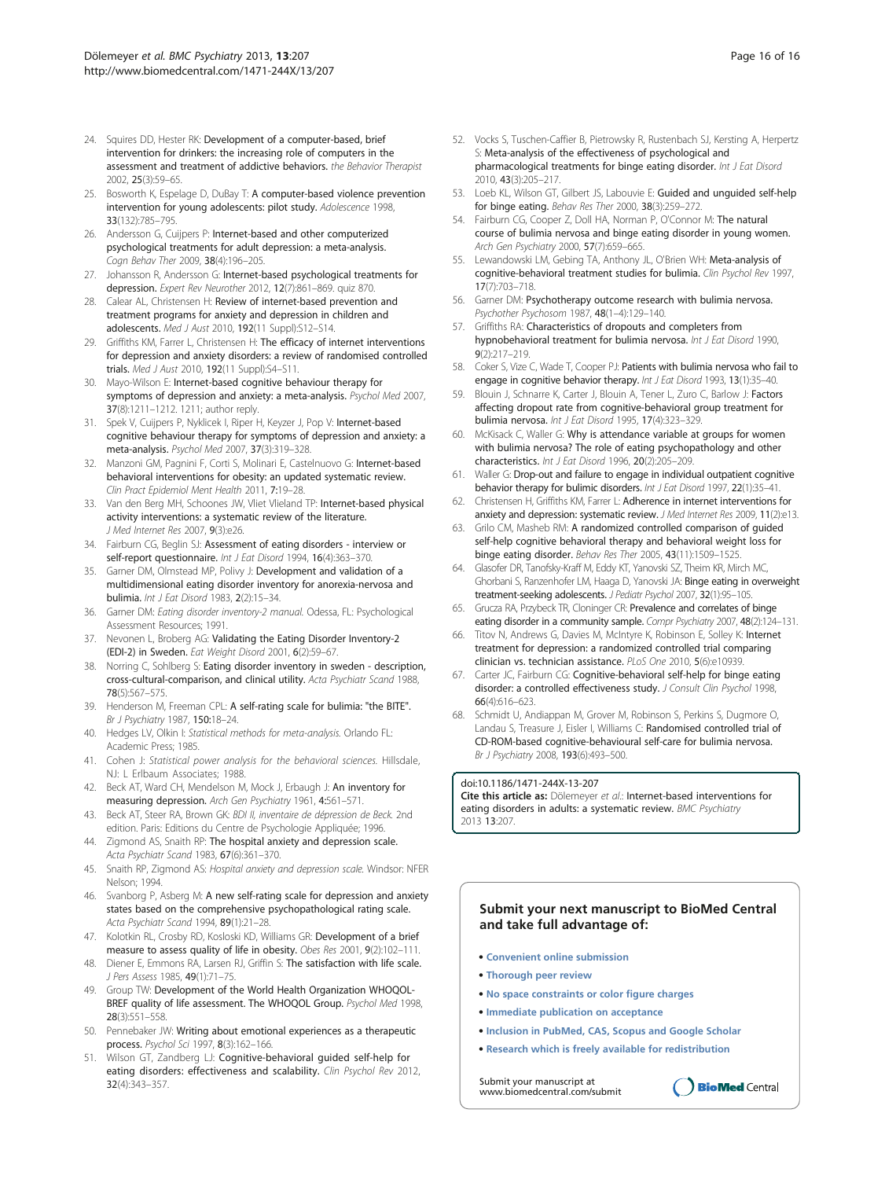24. Squires DD, Hester RK: **Development of a computer-based, brief intervention for drinkers: the increasing role of computers in the assessment and treatment of addictive behaviors.** *the Behavior Therapist* 2002, **25**(3):59–65.
25. Bosworth K, Espelage D, DuBay T: **A computer-based violence prevention intervention for young adolescents: pilot study.** *Adolescence* 1998, **33**(132):785–795.
26. Andersson G, Cuijpers P: **Internet-based and other computerized psychological treatments for adult depression: a meta-analysis.** *Cogn Behav Ther* 2009, **38**(4):196–205.
27. Johansson R, Andersson G: **Internet-based psychological treatments for depression.** *Expert Rev Neurother* 2012, **12**(7):861–869. quiz 870.
28. Calear AL, Christensen H: **Review of internet-based prevention and treatment programs for anxiety and depression in children and adolescents.** *Med J Aust* 2010, **192**(11 Suppl):S12–S14.
29. Griffiths KM, Farrer L, Christensen H: **The efficacy of internet interventions for depression and anxiety disorders: a review of randomised controlled trials.** *Med J Aust* 2010, **192**(11 Suppl):S4–S11.
30. Mayo-Wilson E: **Internet-based cognitive behaviour therapy for symptoms of depression and anxiety: a meta-analysis.** *Psychol Med* 2007, **37**(8):1211–1212. 1211; author reply.
31. Spek V, Cuijpers P, Nyklicek I, Riper H, Keyzer J, Pop V: **Internet-based cognitive behaviour therapy for symptoms of depression and anxiety: a meta-analysis.** *Psychol Med* 2007, **37**(3):319–328.
32. Manzoni GM, Pagnini F, Corti S, Molinari E, Castelnuovo G: **Internet-based behavioral interventions for obesity: an updated systematic review.** *Clin Pract Epidemiol Ment Health* 2011, **7**:19–28.
33. Van den Berg MH, Schoones JW, Vliet Vlieland TP: **Internet-based physical activity interventions: a systematic review of the literature.** *J Med Internet Res* 2007, **9**(3):e26.
34. Fairburn CG, Beglin SJ: **Assessment of eating disorders - interview or self-report questionnaire.** *Int J Eat Disord* 1994, **16**(4):363–370.
35. Garner DM, Olmstead MP, Polivy J: **Development and validation of a multidimensional eating disorder inventory for anorexia-nervosa and bulimia.** *Int J Eat Disord* 1983, **2**(2):15–34.
36. Garner DM: *Eating disorder inventory-2 manual.* Odessa, FL: Psychological Assessment Resources; 1991.
37. Nevonen L, Broberg AG: **Validating the Eating Disorder Inventory-2 (EDI-2) in Sweden.** *Eat Weight Disord* 2001, **6**(2):59–67.
38. Norring C, Sohlberg S: **Eating disorder inventory in sweden - description, cross-cultural-comparison, and clinical utility.** *Acta Psychiatr Scand* 1988, **78**(5):567–575.
39. Henderson M, Freeman CPL: **A self-rating scale for bulimia: "the BITE".** *Br J Psychiatry* 1987, **150**:18–24.
40. Hedges LV, Olkin I: *Statistical methods for meta-analysis.* Orlando FL: Academic Press; 1985.
41. Cohen J: *Statistical power analysis for the behavioral sciences.* Hillsdale, NJ: L Erlbaum Associates; 1988.
42. Beck AT, Ward CH, Mendelson M, Mock J, Erbaugh J: **An inventory for measuring depression.** *Arch Gen Psychiatry* 1961, **4**:561–571.
43. Beck AT, Steer RA, Brown GK: *BDI II, inventaire de dépression de Beck.* 2nd edition. Paris: Editions du Centre de Psychologie Appliquée; 1996.
44. Zigmond AS, Snaith RP: **The hospital anxiety and depression scale.** *Acta Psychiatr Scand* 1983, **67**(6):361–370.
45. Snaith RP, Zigmond AS: *Hospital anxiety and depression scale.* Windsor: NFER Nelson; 1994.
46. Svanborg P, Asberg M: **A new self-rating scale for depression and anxiety states based on the comprehensive psychopathological rating scale.** *Acta Psychiatr Scand* 1994, **89**(1):21–28.
47. Kolotkin RL, Crosby RD, Kosloski KD, Williams GR: **Development of a brief measure to assess quality of life in obesity.** *Obes Res* 2001, **9**(2):102–111.
48. Diener E, Emmons RA, Larsen RJ, Griffin S: **The satisfaction with life scale.** *J Pers Assess* 1985, **49**(1):71–75.
49. Group TW: **Development of the World Health Organization WHOQOL-BREF quality of life assessment. The WHOQOL Group.** *Psychol Med* 1998, **28**(3):551–558.
50. Pennebaker JW: **Writing about emotional experiences as a therapeutic process.** *Psychol Sci* 1997, **8**(3):162–166.
51. Wilson GT, Zandberg LJ: **Cognitive-behavioral guided self-help for eating disorders: effectiveness and scalability.** *Clin Psychol Rev* 2012, **32**(4):343–357.
52. Vocks S, Tuschen-Caffier B, Pietrowsky R, Rustenbach SJ, Kersting A, Herpertz S: **Meta-analysis of the effectiveness of psychological and pharmacological treatments for binge eating disorder.** *Int J Eat Disord* 2010, **43**(3):205–217.
53. Loeb KL, Wilson GT, Gilbert JS, Labouvie E: **Guided and unguided self-help for binge eating.** *Behav Res Ther* 2000, **38**(3):259–272.
54. Fairburn CG, Cooper Z, Doll HA, Norman P, O'Connor M: **The natural course of bulimia nervosa and binge eating disorder in young women.** *Arch Gen Psychiatry* 2000, **57**(7):659–665.
55. Lewandowski LM, Gebing TA, Anthony JL, O'Brien WH: **Meta-analysis of cognitive-behavioral treatment studies for bulimia.** *Clin Psychol Rev* 1997, **17**(7):703–718.
56. Garner DM: **Psychotherapy outcome research with bulimia nervosa.** *Psychother Psychosom* 1987, **48**(1–4):129–140.
57. Griffiths RA: **Characteristics of dropouts and completers from hypnobehavioral treatment for bulimia nervosa.** *Int J Eat Disord* 1990, **9**(2):217–219.
58. Coker S, Vize C, Wade T, Cooper PJ: **Patients with bulimia nervosa who fail to engage in cognitive behavior therapy.** *Int J Eat Disord* 1993, **13**(1):35–40.
59. Blouin J, Schnarre K, Carter J, Blouin A, Tener L, Zuro C, Barlow J: **Factors affecting dropout rate from cognitive-behavioral group treatment for bulimia nervosa.** *Int J Eat Disord* 1995, **17**(4):323–329.
60. McKisack C, Waller G: **Why is attendance variable at groups for women with bulimia nervosa? The role of eating psychopathology and other characteristics.** *Int J Eat Disord* 1996, **20**(2):205–209.
61. Waller G: **Drop-out and failure to engage in individual outpatient cognitive behavior therapy for bulimic disorders.** *Int J Eat Disord* 1997, **22**(1):35–41.
62. Christensen H, Griffiths KM, Farrer L: **Adherence in internet interventions for anxiety and depression: systematic review.** *J Med Internet Res* 2009, **11**(2):e13.
63. Grilo CM, Masheb RM: **A randomized controlled comparison of guided self-help cognitive behavioral therapy and behavioral weight loss for binge eating disorder.** *Behav Res Ther* 2005, **43**(11):1509–1525.
64. Glasofer DR, Tanofsky-Kraff M, Eddy KT, Yanovski SZ, Theim KR, Mirch MC, Ghorbani S, Ranzenhofer LM, Haaga D, Yanovski JA: **Binge eating in overweight treatment-seeking adolescents.** *J Pediatr Psychol* 2007, **32**(1):95–105.
65. Grucza RA, Przybeck TR, Cloninger CR: **Prevalence and correlates of binge eating disorder in a community sample.** *Compr Psychiatry* 2007, **48**(2):124–131.
66. Titov N, Andrews G, Davies M, McIntyre K, Robinson E, Solley K: **Internet treatment for depression: a randomized controlled trial comparing clinician vs. technician assistance.** *PLoS One* 2010, **5**(6):e10939.
67. Carter JC, Fairburn CG: **Cognitive-behavioral self-help for binge eating disorder: a controlled effectiveness study.** *J Consult Clin Psychol* 1998, **66**(4):616–623.
68. Schmidt U, Andiappan M, Grover M, Robinson S, Perkins S, Dugmore O, Landau S, Treasure J, Eisler I, Williams C: **Randomised controlled trial of CD-ROM-based cognitive-behavioural self-care for bulimia nervosa.** *Br J Psychiatry* 2008, **193**(6):493–500.

doi:10.1186/1471-244X-13-207
**Cite this article as:** Dölemeyer *et al.*: Internet-based interventions for eating disorders in adults: a systematic review. *BMC Psychiatry* 2013 **13**:207.

**Submit your next manuscript to BioMed Central and take full advantage of:**

- **Convenient online submission**
- **Thorough peer review**
- **No space constraints or color figure charges**
- **Immediate publication on acceptance**
- **Inclusion in PubMed, CAS, Scopus and Google Scholar**
- **Research which is freely available for redistribution**

Submit your manuscript at www.biomedcentral.com/submit